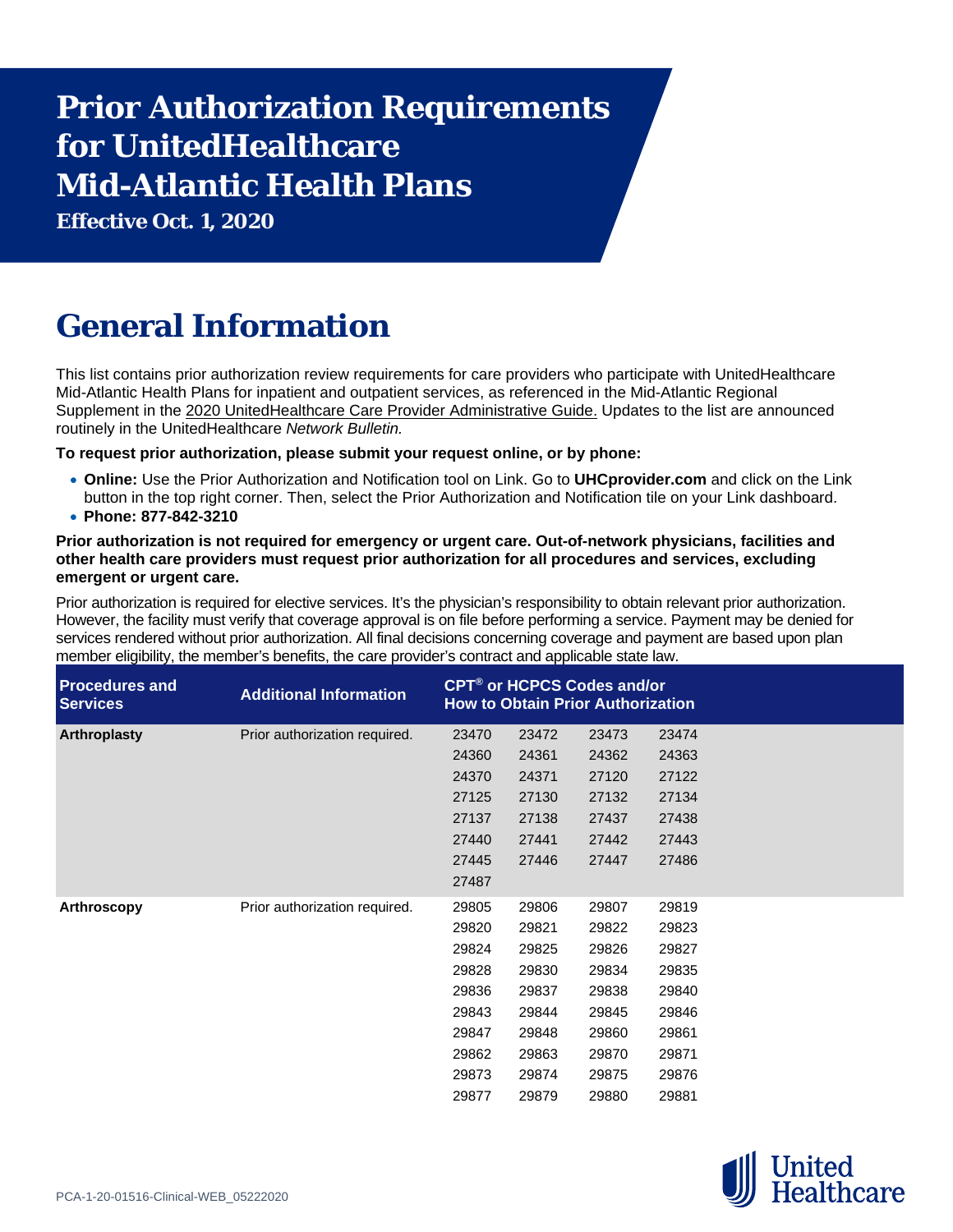# Prior Authorization Requirements for UnitedHealthcare Mid-Atlantic Health Plans

**Effective Oct. 1, 2020**

## General Information

This list contains prior authorization review requirements for care providers who participate with UnitedHealthcare Mid-Atlantic Health Plans for inpatient and outpatient services, as referenced in the Mid-Atlantic Regional Supplement in the 2020 UnitedHealthcare Care Provider Administrative Guide. Updates to the list are announced routinely in the UnitedHealthcare *Network Bulletin.*

**To request prior authorization, please submit your request online, or by phone:**

- **Online:** Use the Prior Authorization and Notification tool on Link. Go to **UHCprovider.com** and click on the Link button in the top right corner. Then, select the Prior Authorization and Notification tile on your Link dashboard.
- **Phone: 877-842-3210**

**Prior authorization is not required for emergency or urgent care. Out-of-network physicians, facilities and other health care providers must request prior authorization for all procedures and services, excluding emergent or urgent care.**

Prior authorization is required for elective services. It's the physician's responsibility to obtain relevant prior authorization. However, the facility must verify that coverage approval is on file before performing a service. Payment may be denied for services rendered without prior authorization. All final decisions concerning coverage and payment are based upon plan member eligibility, the member's benefits, the care provider's contract and applicable state law.

| Procedures and Services | Additional Information | CPT® or HCPCS Codes and/or How to Obtain Prior Authorization | | | |
|---|---|---|---|---|---|
| **Arthroplasty** | Prior authorization required. | 23470 | 23472 | 23473 | 23474 |
| | | 24360 | 24361 | 24362 | 24363 |
| | | 24370 | 24371 | 27120 | 27122 |
| | | 27125 | 27130 | 27132 | 27134 |
| | | 27137 | 27138 | 27437 | 27438 |
| | | 27440 | 27441 | 27442 | 27443 |
| | | 27445 | 27446 | 27447 | 27486 |
| | | 27487 | | | |
| **Arthroscopy** | Prior authorization required. | 29805 | 29806 | 29807 | 29819 |
| | | 29820 | 29821 | 29822 | 29823 |
| | | 29824 | 29825 | 29826 | 29827 |
| | | 29828 | 29830 | 29834 | 29835 |
| | | 29836 | 29837 | 29838 | 29840 |
| | | 29843 | 29844 | 29845 | 29846 |
| | | 29847 | 29848 | 29860 | 29861 |
| | | 29862 | 29863 | 29870 | 29871 |
| | | 29873 | 29874 | 29875 | 29876 |
| | | 29877 | 29879 | 29880 | 29881 |

PCA-1-20-01516-Clinical-WEB_05222020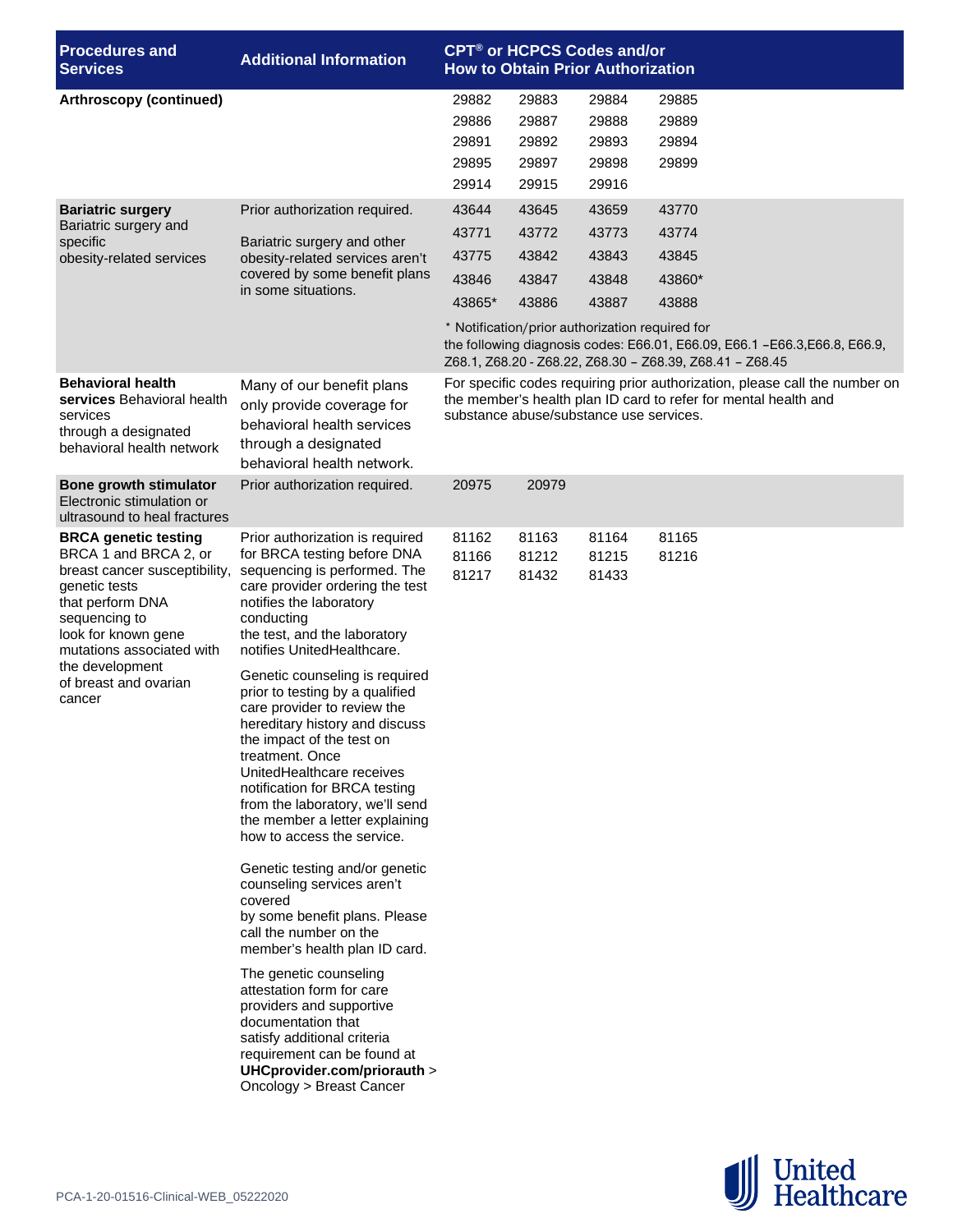| Procedures and Services | Additional Information | CPT® or HCPCS Codes and/or How to Obtain Prior Authorization |
|---|---|---|
| **Arthroscopy (continued)** | | 29882 29883 29884 29885<br>29886 29887 29888 29889<br>29891 29892 29893 29894<br>29895 29897 29898 29899<br>29914 29915 29916 |
| **Bariatric surgery**<br>Bariatric surgery and specific obesity-related services | Prior authorization required.<br><br>Bariatric surgery and other obesity-related services aren't covered by some benefit plans in some situations. | 43644 43645 43659 43770<br>43771 43772 43773 43774<br>43775 43842 43843 43845<br>43846 43847 43848 43860*<br>43865* 43886 43887 43888<br><br>* Notification/prior authorization required for the following diagnosis codes: E66.01, E66.09, E66.1 –E66.3,E66.8, E66.9, Z68.1, Z68.20 - Z68.22, Z68.30 – Z68.39, Z68.41 – Z68.45 |
| **Behavioral health services** Behavioral health services through a designated behavioral health network | Many of our benefit plans only provide coverage for behavioral health services through a designated behavioral health network. | For specific codes requiring prior authorization, please call the number on the member's health plan ID card to refer for mental health and substance abuse/substance use services. |
| **Bone growth stimulator**<br>Electronic stimulation or ultrasound to heal fractures | Prior authorization required. | 20975 20979 |
| **BRCA genetic testing**<br>BRCA 1 and BRCA 2, or breast cancer susceptibility, genetic tests that perform DNA sequencing to look for known gene mutations associated with the development of breast and ovarian cancer | Prior authorization is required for BRCA testing before DNA sequencing is performed. The care provider ordering the test notifies the laboratory conducting the test, and the laboratory notifies UnitedHealthcare.<br><br>Genetic counseling is required prior to testing by a qualified care provider to review the hereditary history and discuss the impact of the test on treatment. Once UnitedHealthcare receives notification for BRCA testing from the laboratory, we'll send the member a letter explaining how to access the service.<br><br>Genetic testing and/or genetic counseling services aren't covered by some benefit plans. Please call the number on the member's health plan ID card.<br><br>The genetic counseling attestation form for care providers and supportive documentation that satisfy additional criteria requirement can be found at **UHCprovider.com/priorauth** > Oncology > Breast Cancer | 81162 81163 81164 81165<br>81166 81212 81215 81216<br>81217 81432 81433 |

PCA-1-20-01516-Clinical-WEB_05222020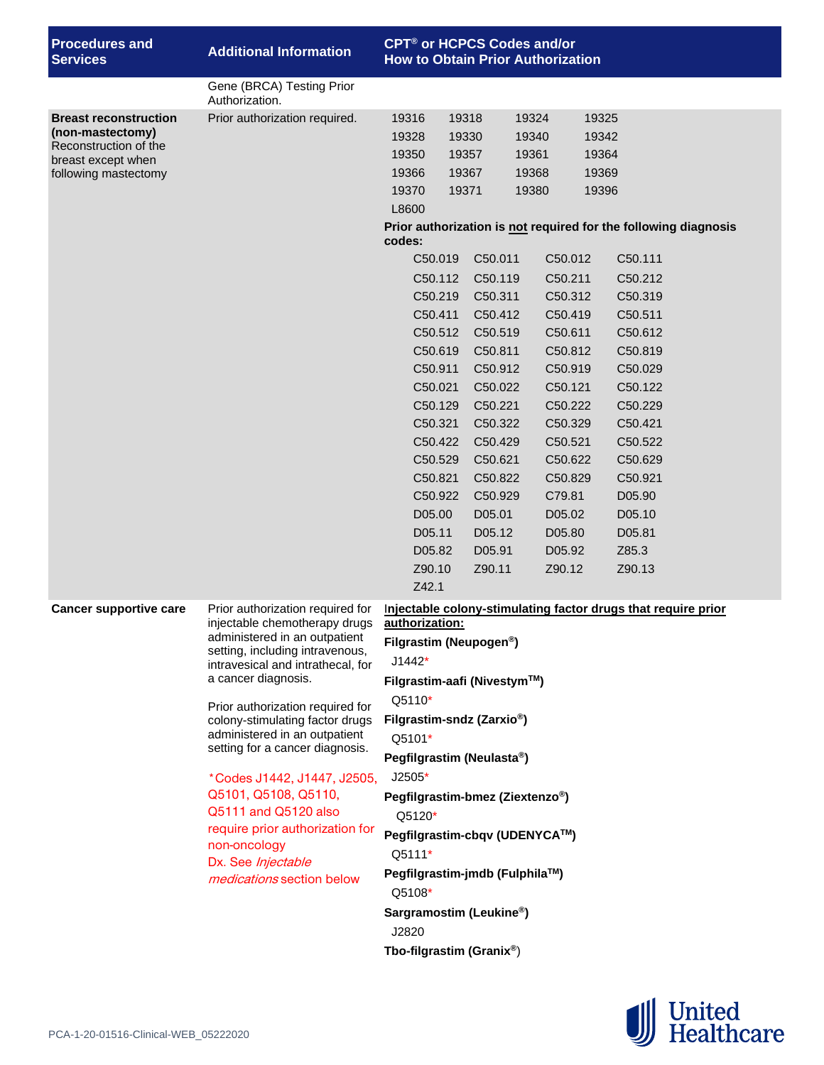| Procedures and Services | Additional Information | CPT® or HCPCS Codes and/or How to Obtain Prior Authorization |
|---|---|---|
| | Gene (BRCA) Testing Prior Authorization. | |
| **Breast reconstruction (non-mastectomy)** Reconstruction of the breast except when following mastectomy | Prior authorization required. | 19316 19318 19324 19325<br>19328 19330 19340 19342<br>19350 19357 19361 19364<br>19366 19367 19368 19369<br>19370 19371 19380 19396<br>L8600<br>**Prior authorization is not required for the following diagnosis codes:**<br>C50.019 C50.011 C50.012 C50.111<br>C50.112 C50.119 C50.211 C50.212<br>C50.219 C50.311 C50.312 C50.319<br>C50.411 C50.412 C50.419 C50.511<br>C50.512 C50.519 C50.611 C50.612<br>C50.619 C50.811 C50.812 C50.819<br>C50.911 C50.912 C50.919 C50.029<br>C50.021 C50.022 C50.121 C50.122<br>C50.129 C50.221 C50.222 C50.229<br>C50.321 C50.322 C50.329 C50.421<br>C50.422 C50.429 C50.521 C50.522<br>C50.529 C50.621 C50.622 C50.629<br>C50.821 C50.822 C50.829 C50.921<br>C50.922 C50.929 C79.81 D05.90<br>D05.00 D05.01 D05.02 D05.10<br>D05.11 D05.12 D05.80 D05.81<br>D05.82 D05.91 D05.92 Z85.3<br>Z90.10 Z90.11 Z90.12 Z90.13<br>Z42.1 |
| **Cancer supportive care** | Prior authorization required for injectable chemotherapy drugs administered in an outpatient setting, including intravenous, intravesical and intrathecal, for a cancer diagnosis.<br><br>Prior authorization required for colony-stimulating factor drugs administered in an outpatient setting for a cancer diagnosis.<br><br>*Codes J1442, J1447, J2505, Q5101, Q5108, Q5110, Q5111 and Q5120 also require prior authorization for non-oncology Dx. See *Injectable medications* section below | **Injectable colony-stimulating factor drugs that require prior authorization:**<br>**Filgrastim (Neupogen®)**<br>J1442*<br>**Filgrastim-aafi (Nivestym™)**<br>Q5110*<br>**Filgrastim-sndz (Zarxio®)**<br>Q5101*<br>**Pegfilgrastim (Neulasta®)**<br>J2505*<br>**Pegfilgrastim-bmez (Ziextenzo®)**<br>Q5120*<br>**Pegfilgrastim-cbqv (UDENYCA™)**<br>Q5111*<br>**Pegfilgrastim-jmdb (Fulphila™)**<br>Q5108*<br>**Sargramostim (Leukine®)**<br>J2820<br>**Tbo-filgrastim (Granix®)** |

PCA-1-20-01516-Clinical-WEB_05222020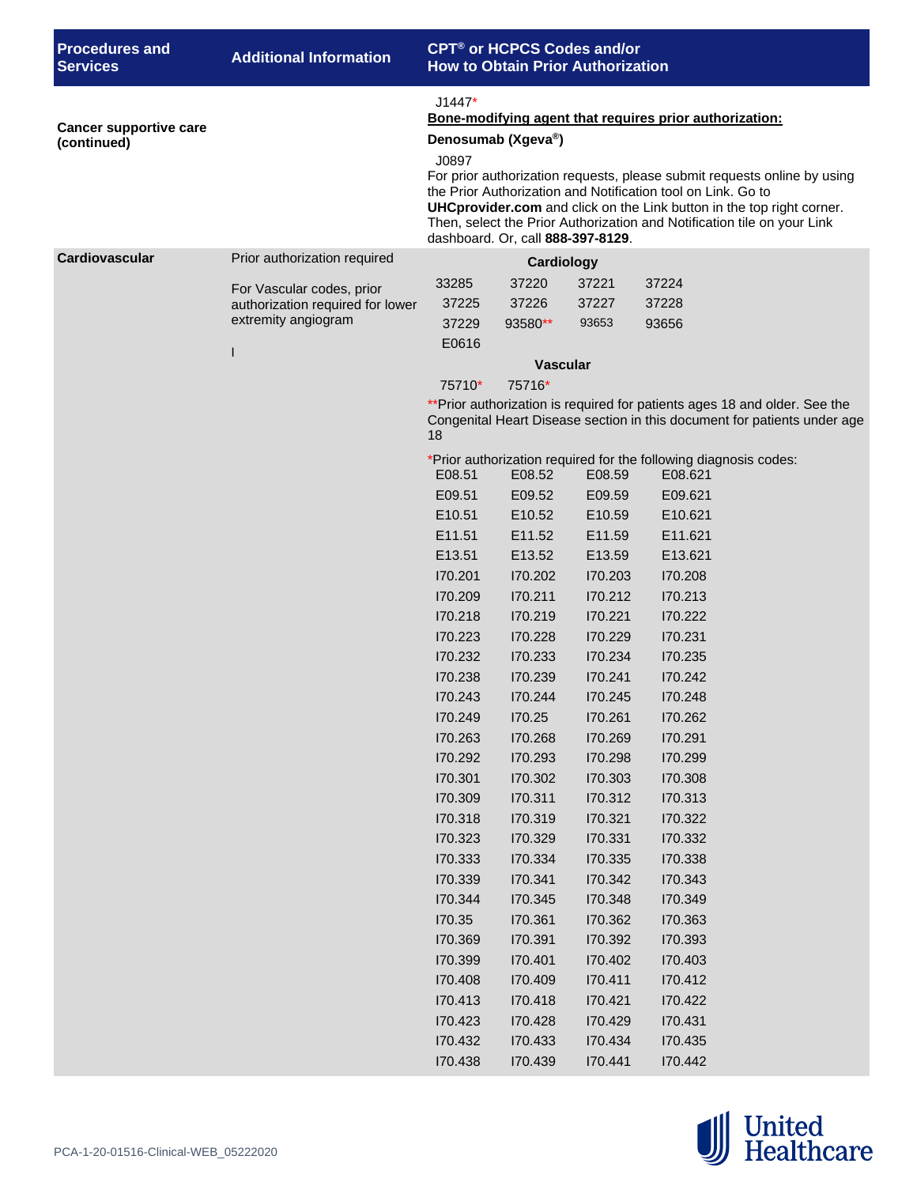| Procedures and Services | Additional Information | CPT® or HCPCS Codes and/or How to Obtain Prior Authorization |
|---|---|---|
| **Cancer supportive care (continued)** | | J1447*<br>**Bone-modifying agent that requires prior authorization:**<br>**Denosumab (Xgeva®)**<br>J0897<br>For prior authorization requests, please submit requests online by using the Prior Authorization and Notification tool on Link. Go to **UHCprovider.com** and click on the Link button in the top right corner. Then, select the Prior Authorization and Notification tile on your Link dashboard. Or, call **888-397-8129**. |
| **Cardiovascular** | Prior authorization required<br><br>For Vascular codes, prior authorization required for lower extremity angiogram<br><br>I | **Cardiology**<br>33285 37220 37221 37224<br>37225 37226 37227 37228<br>37229 93580** 93653 93656<br>E0616<br>**Vascular**<br>75710* 75716*<br>**Prior authorization is required for patients ages 18 and older. See the Congenital Heart Disease section in this document for patients under age 18<br><br>*Prior authorization required for the following diagnosis codes:<br>E08.51 E08.52 E08.59 E08.621<br>E09.51 E09.52 E09.59 E09.621<br>E10.51 E10.52 E10.59 E10.621<br>E11.51 E11.52 E11.59 E11.621<br>E13.51 E13.52 E13.59 E13.621<br>I70.201 I70.202 I70.203 I70.208<br>I70.209 I70.211 I70.212 I70.213<br>I70.218 I70.219 I70.221 I70.222<br>I70.223 I70.228 I70.229 I70.231<br>I70.232 I70.233 I70.234 I70.235<br>I70.238 I70.239 I70.241 I70.242<br>I70.243 I70.244 I70.245 I70.248<br>I70.249 I70.25 I70.261 I70.262<br>I70.263 I70.268 I70.269 I70.291<br>I70.292 I70.293 I70.298 I70.299<br>I70.301 I70.302 I70.303 I70.308<br>I70.309 I70.311 I70.312 I70.313<br>I70.318 I70.319 I70.321 I70.322<br>I70.323 I70.329 I70.331 I70.332<br>I70.333 I70.334 I70.335 I70.338<br>I70.339 I70.341 I70.342 I70.343<br>I70.344 I70.345 I70.348 I70.349<br>I70.35 I70.361 I70.362 I70.363<br>I70.369 I70.391 I70.392 I70.393<br>I70.399 I70.401 I70.402 I70.403<br>I70.408 I70.409 I70.411 I70.412<br>I70.413 I70.418 I70.421 I70.422<br>I70.423 I70.428 I70.429 I70.431<br>I70.432 I70.433 I70.434 I70.435<br>I70.438 I70.439 I70.441 I70.442 |

PCA-1-20-01516-Clinical-WEB_05222020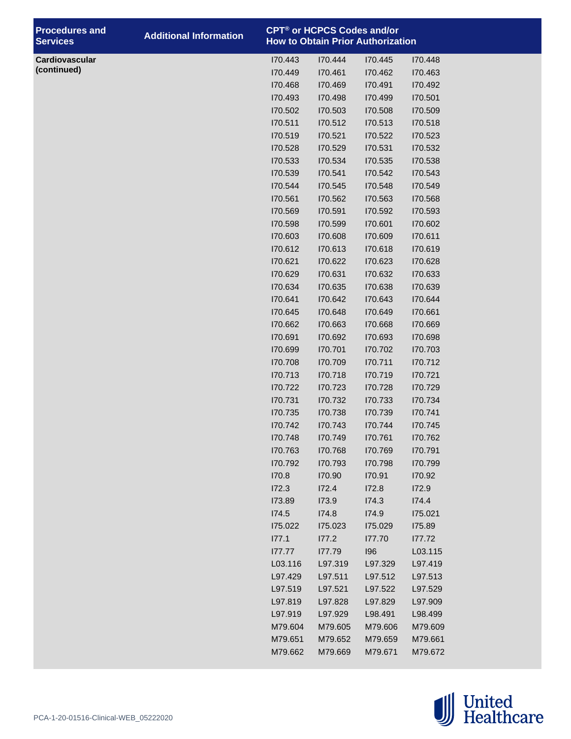| Procedures and Services | Additional Information | CPT® or HCPCS Codes and/or How to Obtain Prior Authorization | | | |
|---|---|---|---|---|---|
| **Cardiovascular (continued)** | | I70.443 | I70.444 | I70.445 | I70.448 |
| | | I70.449 | I70.461 | I70.462 | I70.463 |
| | | I70.468 | I70.469 | I70.491 | I70.492 |
| | | I70.493 | I70.498 | I70.499 | I70.501 |
| | | I70.502 | I70.503 | I70.508 | I70.509 |
| | | I70.511 | I70.512 | I70.513 | I70.518 |
| | | I70.519 | I70.521 | I70.522 | I70.523 |
| | | I70.528 | I70.529 | I70.531 | I70.532 |
| | | I70.533 | I70.534 | I70.535 | I70.538 |
| | | I70.539 | I70.541 | I70.542 | I70.543 |
| | | I70.544 | I70.545 | I70.548 | I70.549 |
| | | I70.561 | I70.562 | I70.563 | I70.568 |
| | | I70.569 | I70.591 | I70.592 | I70.593 |
| | | I70.598 | I70.599 | I70.601 | I70.602 |
| | | I70.603 | I70.608 | I70.609 | I70.611 |
| | | I70.612 | I70.613 | I70.618 | I70.619 |
| | | I70.621 | I70.622 | I70.623 | I70.628 |
| | | I70.629 | I70.631 | I70.632 | I70.633 |
| | | I70.634 | I70.635 | I70.638 | I70.639 |
| | | I70.641 | I70.642 | I70.643 | I70.644 |
| | | I70.645 | I70.648 | I70.649 | I70.661 |
| | | I70.662 | I70.663 | I70.668 | I70.669 |
| | | I70.691 | I70.692 | I70.693 | I70.698 |
| | | I70.699 | I70.701 | I70.702 | I70.703 |
| | | I70.708 | I70.709 | I70.711 | I70.712 |
| | | I70.713 | I70.718 | I70.719 | I70.721 |
| | | I70.722 | I70.723 | I70.728 | I70.729 |
| | | I70.731 | I70.732 | I70.733 | I70.734 |
| | | I70.735 | I70.738 | I70.739 | I70.741 |
| | | I70.742 | I70.743 | I70.744 | I70.745 |
| | | I70.748 | I70.749 | I70.761 | I70.762 |
| | | I70.763 | I70.768 | I70.769 | I70.791 |
| | | I70.792 | I70.793 | I70.798 | I70.799 |
| | | I70.8 | I70.90 | I70.91 | I70.92 |
| | | I72.3 | I72.4 | I72.8 | I72.9 |
| | | I73.89 | I73.9 | I74.3 | I74.4 |
| | | I74.5 | I74.8 | I74.9 | I75.021 |
| | | I75.022 | I75.023 | I75.029 | I75.89 |
| | | I77.1 | I77.2 | I77.70 | I77.72 |
| | | I77.77 | I77.79 | I96 | L03.115 |
| | | L03.116 | L97.319 | L97.329 | L97.419 |
| | | L97.429 | L97.511 | L97.512 | L97.513 |
| | | L97.519 | L97.521 | L97.522 | L97.529 |
| | | L97.819 | L97.828 | L97.829 | L97.909 |
| | | L97.919 | L97.929 | L98.491 | L98.499 |
| | | M79.604 | M79.605 | M79.606 | M79.609 |
| | | M79.651 | M79.652 | M79.659 | M79.661 |
| | | M79.662 | M79.669 | M79.671 | M79.672 |

PCA-1-20-01516-Clinical-WEB_05222020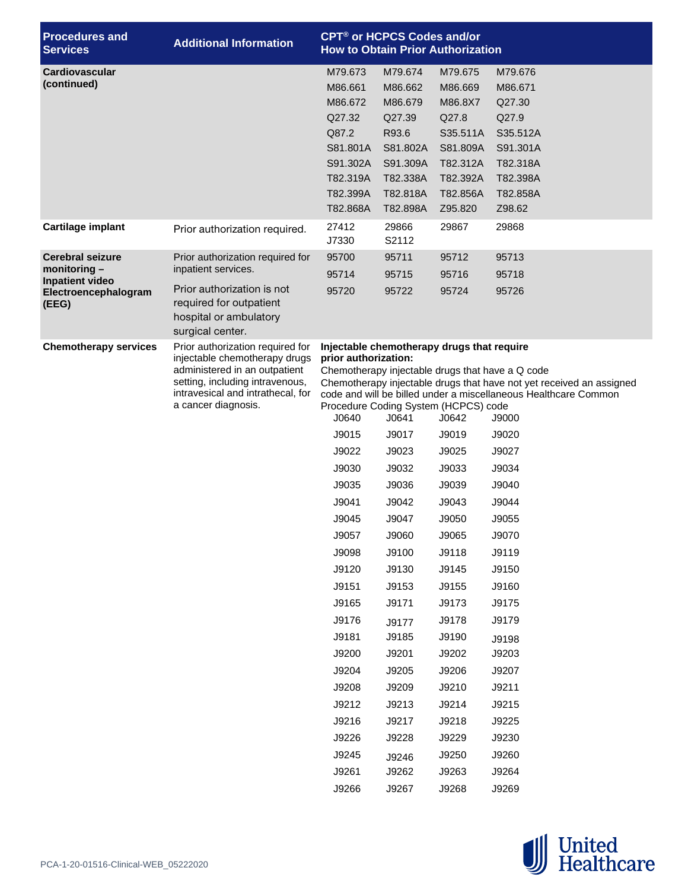| Procedures and Services | Additional Information | CPT® or HCPCS Codes and/or How to Obtain Prior Authorization | | | |
|---|---|---|---|---|---|
| **Cardiovascular (continued)** | | M79.673 | M79.674 | M79.675 | M79.676 |
| | | M86.661 | M86.662 | M86.669 | M86.671 |
| | | M86.672 | M86.679 | M86.8X7 | Q27.30 |
| | | Q27.32 | Q27.39 | Q27.8 | Q27.9 |
| | | Q87.2 | R93.6 | S35.511A | S35.512A |
| | | S81.801A | S81.802A | S81.809A | S91.301A |
| | | S91.302A | S91.309A | T82.312A | T82.318A |
| | | T82.319A | T82.338A | T82.392A | T82.398A |
| | | T82.399A | T82.818A | T82.856A | T82.858A |
| | | T82.868A | T82.898A | Z95.820 | Z98.62 |
| **Cartilage implant** | Prior authorization required. | 27412 | 29866 | 29867 | 29868 |
| | | J7330 | S2112 | | |
| **Cerebral seizure monitoring – Inpatient video Electroencephalogram (EEG)** | Prior authorization required for inpatient services. Prior authorization is not required for outpatient hospital or ambulatory surgical center. | 95700 | 95711 | 95712 | 95713 |
| | | 95714 | 95715 | 95716 | 95718 |
| | | 95720 | 95722 | 95724 | 95726 |
| **Chemotherapy services** | Prior authorization required for injectable chemotherapy drugs administered in an outpatient setting, including intravenous, intravesical and intrathecal, for a cancer diagnosis. | **Injectable chemotherapy drugs that require prior authorization:** Chemotherapy injectable drugs that have a Q code Chemotherapy injectable drugs that have not yet received an assigned code and will be billed under a miscellaneous Healthcare Common Procedure Coding System (HCPCS) code | | | |
| | | J0640 | J0641 | J0642 | J9000 |
| | | J9015 | J9017 | J9019 | J9020 |
| | | J9022 | J9023 | J9025 | J9027 |
| | | J9030 | J9032 | J9033 | J9034 |
| | | J9035 | J9036 | J9039 | J9040 |
| | | J9041 | J9042 | J9043 | J9044 |
| | | J9045 | J9047 | J9050 | J9055 |
| | | J9057 | J9060 | J9065 | J9070 |
| | | J9098 | J9100 | J9118 | J9119 |
| | | J9120 | J9130 | J9145 | J9150 |
| | | J9151 | J9153 | J9155 | J9160 |
| | | J9165 | J9171 | J9173 | J9175 |
| | | J9176 | J9177 | J9178 | J9179 |
| | | J9181 | J9185 | J9190 | J9198 |
| | | J9200 | J9201 | J9202 | J9203 |
| | | J9204 | J9205 | J9206 | J9207 |
| | | J9208 | J9209 | J9210 | J9211 |
| | | J9212 | J9213 | J9214 | J9215 |
| | | J9216 | J9217 | J9218 | J9225 |
| | | J9226 | J9228 | J9229 | J9230 |
| | | J9245 | J9246 | J9250 | J9260 |
| | | J9261 | J9262 | J9263 | J9264 |
| | | J9266 | J9267 | J9268 | J9269 |

PCA-1-20-01516-Clinical-WEB_05222020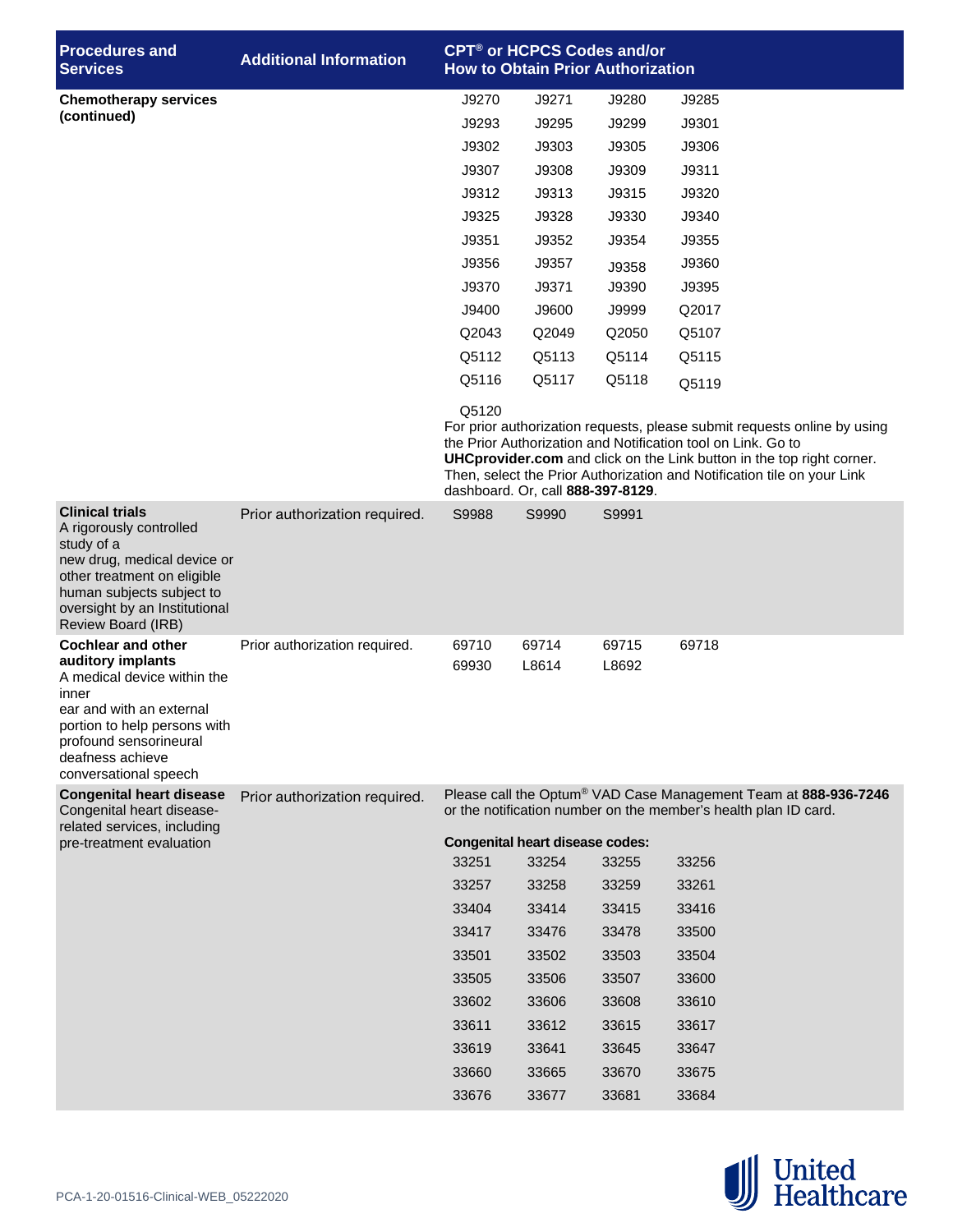| Procedures and Services | Additional Information | CPT® or HCPCS Codes and/or How to Obtain Prior Authorization |
|---|---|---|
| **Chemotherapy services (continued)** | | J9270 J9271 J9280 J9285<br>J9293 J9295 J9299 J9301<br>J9302 J9303 J9305 J9306<br>J9307 J9308 J9309 J9311<br>J9312 J9313 J9315 J9320<br>J9325 J9328 J9330 J9340<br>J9351 J9352 J9354 J9355<br>J9356 J9357 J9358 J9360<br>J9370 J9371 J9390 J9395<br>J9400 J9600 J9999 Q2017<br>Q2043 Q2049 Q2050 Q5107<br>Q5112 Q5113 Q5114 Q5115<br>Q5116 Q5117 Q5118 Q5119<br>Q5120<br>For prior authorization requests, please submit requests online by using the Prior Authorization and Notification tool on Link. Go to **UHCprovider.com** and click on the Link button in the top right corner. Then, select the Prior Authorization and Notification tile on your Link dashboard. Or, call **888-397-8129**. |
| **Clinical trials**<br>A rigorously controlled study of a new drug, medical device or other treatment on eligible human subjects subject to oversight by an Institutional Review Board (IRB) | Prior authorization required. | S9988 S9990 S9991 |
| **Cochlear and other auditory implants**<br>A medical device within the inner ear and with an external portion to help persons with profound sensorineural deafness achieve conversational speech | Prior authorization required. | 69710 69714 69715 69718<br>69930 L8614 L8692 |
| **Congenital heart disease**<br>Congenital heart disease-related services, including pre-treatment evaluation | Prior authorization required. | Please call the Optum® VAD Case Management Team at **888-936-7246** or the notification number on the member's health plan ID card.<br><br>**Congenital heart disease codes:**<br>33251 33254 33255 33256<br>33257 33258 33259 33261<br>33404 33414 33415 33416<br>33417 33476 33478 33500<br>33501 33502 33503 33504<br>33505 33506 33507 33600<br>33602 33606 33608 33610<br>33611 33612 33615 33617<br>33619 33641 33645 33647<br>33660 33665 33670 33675<br>33676 33677 33681 33684 |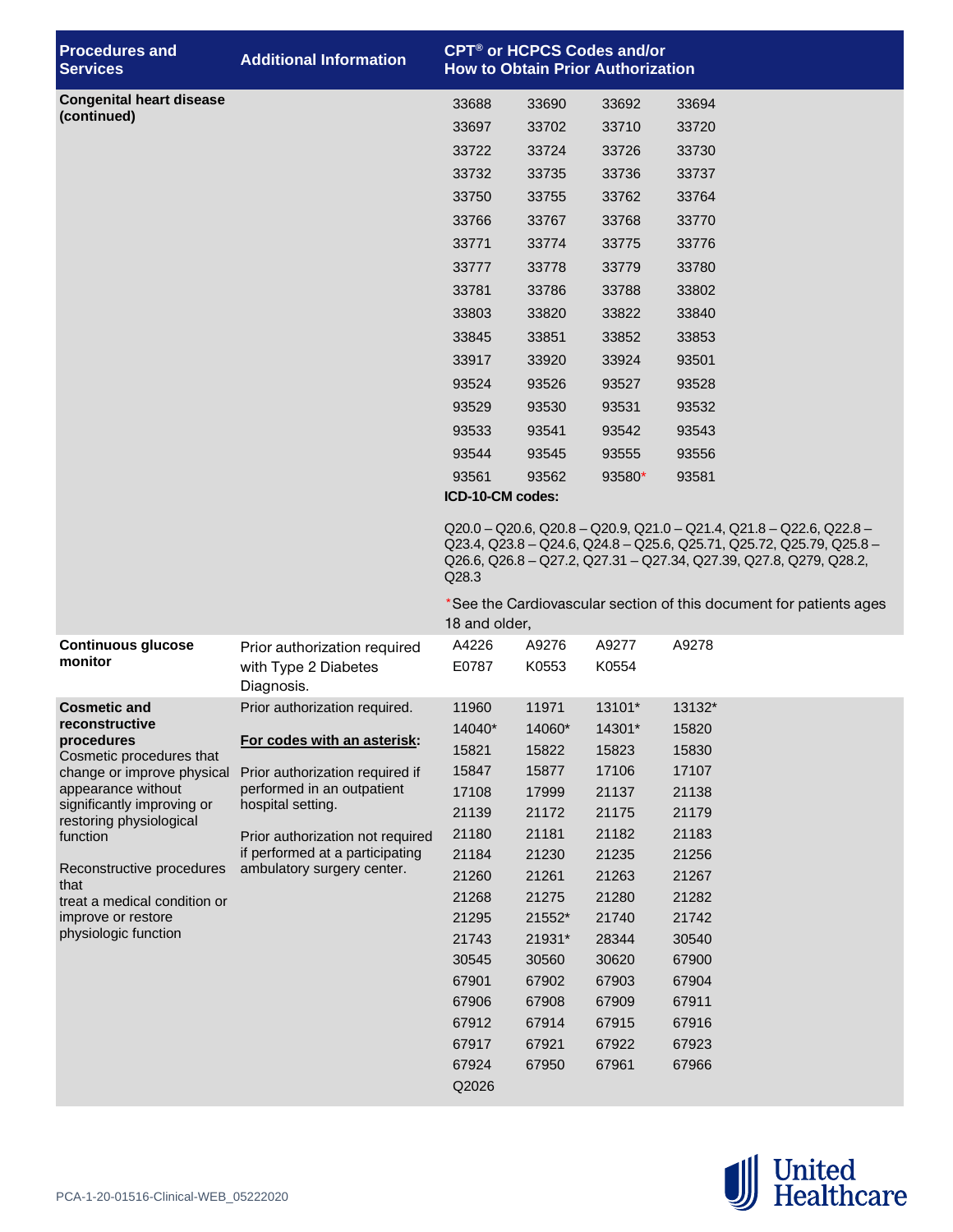| Procedures and Services | Additional Information | CPT® or HCPCS Codes and/or How to Obtain Prior Authorization |
|---|---|---|
| **Congenital heart disease (continued)** | | 33688 33690 33692 33694<br>33697 33702 33710 33720<br>33722 33724 33726 33730<br>33732 33735 33736 33737<br>33750 33755 33762 33764<br>33766 33767 33768 33770<br>33771 33774 33775 33776<br>33777 33778 33779 33780<br>33781 33786 33788 33802<br>33803 33820 33822 33840<br>33845 33851 33852 33853<br>33917 33920 33924 93501<br>93524 93526 93527 93528<br>93529 93530 93531 93532<br>93533 93541 93542 93543<br>93544 93545 93555 93556<br>93561 93562 93580* 93581<br>**ICD-10-CM codes:**<br>Q20.0 – Q20.6, Q20.8 – Q20.9, Q21.0 – Q21.4, Q21.8 – Q22.6, Q22.8 – Q23.4, Q23.8 – Q24.6, Q24.8 – Q25.6, Q25.71, Q25.72, Q25.79, Q25.8 – Q26.6, Q26.8 – Q27.2, Q27.31 – Q27.34, Q27.39, Q27.8, Q279, Q28.2, Q28.3<br>*See the Cardiovascular section of this document for patients ages 18 and older, |
| **Continuous glucose monitor** | Prior authorization required with Type 2 Diabetes Diagnosis. | A4226 A9276 A9277 A9278<br>E0787 K0553 K0554 |
| **Cosmetic and reconstructive procedures**<br>Cosmetic procedures that change or improve physical appearance without significantly improving or restoring physiological function<br><br>Reconstructive procedures that treat a medical condition or improve or restore physiologic function | Prior authorization required.<br><br>**For codes with an asterisk:**<br><br>Prior authorization required if performed in an outpatient hospital setting.<br><br>Prior authorization not required if performed at a participating ambulatory surgery center. | 11960 11971 13101* 13132*<br>14040* 14060* 14301* 15820<br>15821 15822 15823 15830<br>15847 15877 17106 17107<br>17108 17999 21137 21138<br>21139 21172 21175 21179<br>21180 21181 21182 21183<br>21184 21230 21235 21256<br>21260 21261 21263 21267<br>21268 21275 21280 21282<br>21295 21552* 21740 21742<br>21743 21931* 28344 30540<br>30545 30560 30620 67900<br>67901 67902 67903 67904<br>67906 67908 67909 67911<br>67912 67914 67915 67916<br>67917 67921 67922 67923<br>67924 67950 67961 67966<br>Q2026 |

PCA-1-20-01516-Clinical-WEB_05222020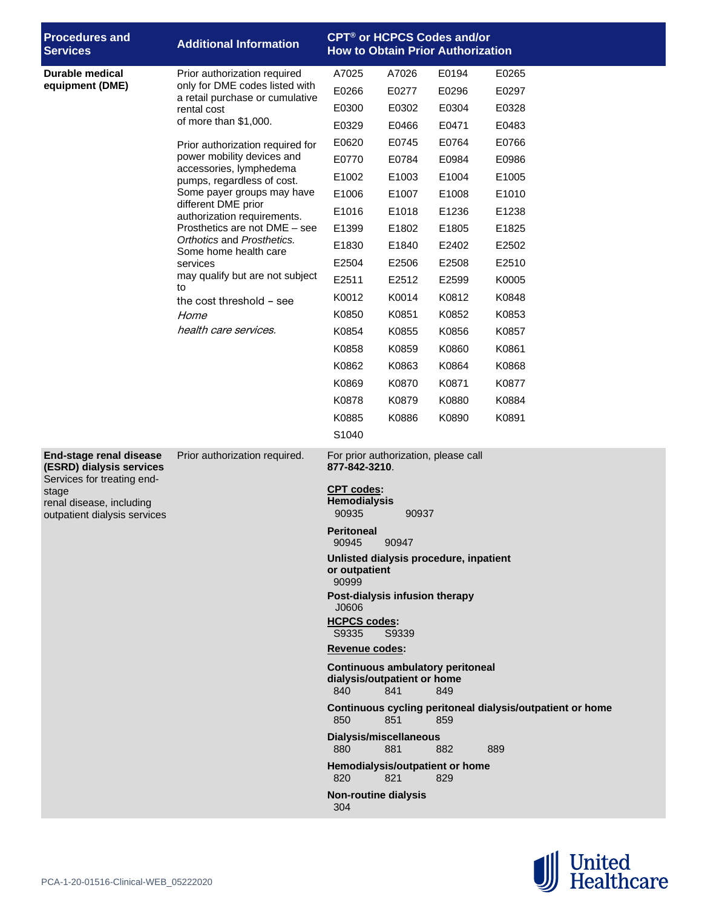| Procedures and Services | Additional Information | CPT® or HCPCS Codes and/or How to Obtain Prior Authorization |
|---|---|---|
| **Durable medical equipment (DME)** | Prior authorization required only for DME codes listed with a retail purchase or cumulative rental cost of more than $1,000.<br><br>Prior authorization required for power mobility devices and accessories, lymphedema pumps, regardless of cost. Some payer groups may have different DME prior authorization requirements. Prosthetics are not DME – see *Orthotics* and *Prosthetics.* Some home health care services may qualify but are not subject to the cost threshold – see *Home health care services.* | A7025 A7026 E0194 E0265<br>E0266 E0277 E0296 E0297<br>E0300 E0302 E0304 E0328<br>E0329 E0466 E0471 E0483<br>E0620 E0745 E0764 E0766<br>E0770 E0784 E0984 E0986<br>E1002 E1003 E1004 E1005<br>E1006 E1007 E1008 E1010<br>E1016 E1018 E1236 E1238<br>E1399 E1802 E1805 E1825<br>E1830 E1840 E2402 E2502<br>E2504 E2506 E2508 E2510<br>E2511 E2512 E2599 K0005<br>K0012 K0014 K0812 K0848<br>K0850 K0851 K0852 K0853<br>K0854 K0855 K0856 K0857<br>K0858 K0859 K0860 K0861<br>K0862 K0863 K0864 K0868<br>K0869 K0870 K0871 K0877<br>K0878 K0879 K0880 K0884<br>K0885 K0886 K0890 K0891<br>S1040 |
| **End-stage renal disease (ESRD) dialysis services**<br>Services for treating end-stage renal disease, including outpatient dialysis services | Prior authorization required. | For prior authorization, please call **877-842-3210**.<br><br>**CPT codes:**<br>**Hemodialysis**<br>90935 90937<br>**Peritoneal**<br>90945 90947<br>**Unlisted dialysis procedure, inpatient or outpatient**<br>90999<br>**Post-dialysis infusion therapy**<br>J0606<br>**HCPCS codes:**<br>S9335 S9339<br>**Revenue codes:**<br>**Continuous ambulatory peritoneal dialysis/outpatient or home**<br>840 841 849<br>**Continuous cycling peritoneal dialysis/outpatient or home**<br>850 851 859<br>**Dialysis/miscellaneous**<br>880 881 882 889<br>**Hemodialysis/outpatient or home**<br>820 821 829<br>**Non-routine dialysis**<br>304 |

PCA-1-20-01516-Clinical-WEB_05222020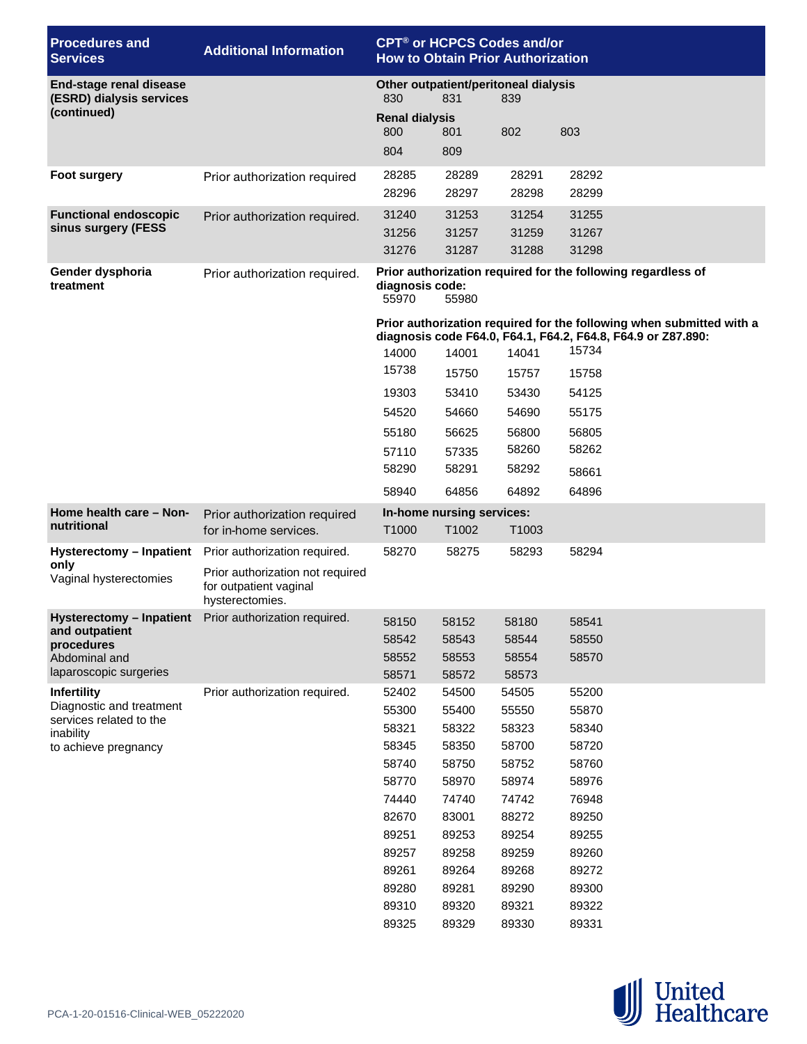| Procedures and Services | Additional Information | CPT® or HCPCS Codes and/or How to Obtain Prior Authorization |
|---|---|---|
| **End-stage renal disease (ESRD) dialysis services (continued)** | | **Other outpatient/peritoneal dialysis**<br>830 831 839<br>**Renal dialysis**<br>800 801 802 803<br>804 809 |
| **Foot surgery** | Prior authorization required | 28285 28289 28291 28292<br>28296 28297 28298 28299 |
| **Functional endoscopic sinus surgery (FESS** | Prior authorization required. | 31240 31253 31254 31255<br>31256 31257 31259 31267<br>31276 31287 31288 31298 |
| **Gender dysphoria treatment** | Prior authorization required. | **Prior authorization required for the following regardless of diagnosis code:**<br>55970 55980<br>**Prior authorization required for the following when submitted with a diagnosis code F64.0, F64.1, F64.2, F64.8, F64.9 or Z87.890:**<br>14000 14001 14041 15734<br>15738 15750 15757 15758<br>19303 53410 53430 54125<br>54520 54660 54690 55175<br>55180 56625 56800 56805<br>57110 57335 58260 58262<br>58290 58291 58292 58661<br>58940 64856 64892 64896 |
| **Home health care – Non-nutritional** | Prior authorization required for in-home services. | **In-home nursing services:**<br>T1000 T1002 T1003 |
| **Hysterectomy – Inpatient only**<br>Vaginal hysterectomies | Prior authorization required.<br>Prior authorization not required for outpatient vaginal hysterectomies. | 58270 58275 58293 58294 |
| **Hysterectomy – Inpatient and outpatient procedures**<br>Abdominal and laparoscopic surgeries | Prior authorization required. | 58150 58152 58180 58541<br>58542 58543 58544 58550<br>58552 58553 58554 58570<br>58571 58572 58573 |
| **Infertility**<br>Diagnostic and treatment services related to the inability to achieve pregnancy | Prior authorization required. | 52402 54500 54505 55200<br>55300 55400 55550 55870<br>58321 58322 58323 58340<br>58345 58350 58700 58720<br>58740 58750 58752 58760<br>58770 58970 58974 58976<br>74440 74740 74742 76948<br>82670 83001 88272 89250<br>89251 89253 89254 89255<br>89257 89258 89259 89260<br>89261 89264 89268 89272<br>89280 89281 89290 89300<br>89310 89320 89321 89322<br>89325 89329 89330 89331 |

PCA-1-20-01516-Clinical-WEB_05222020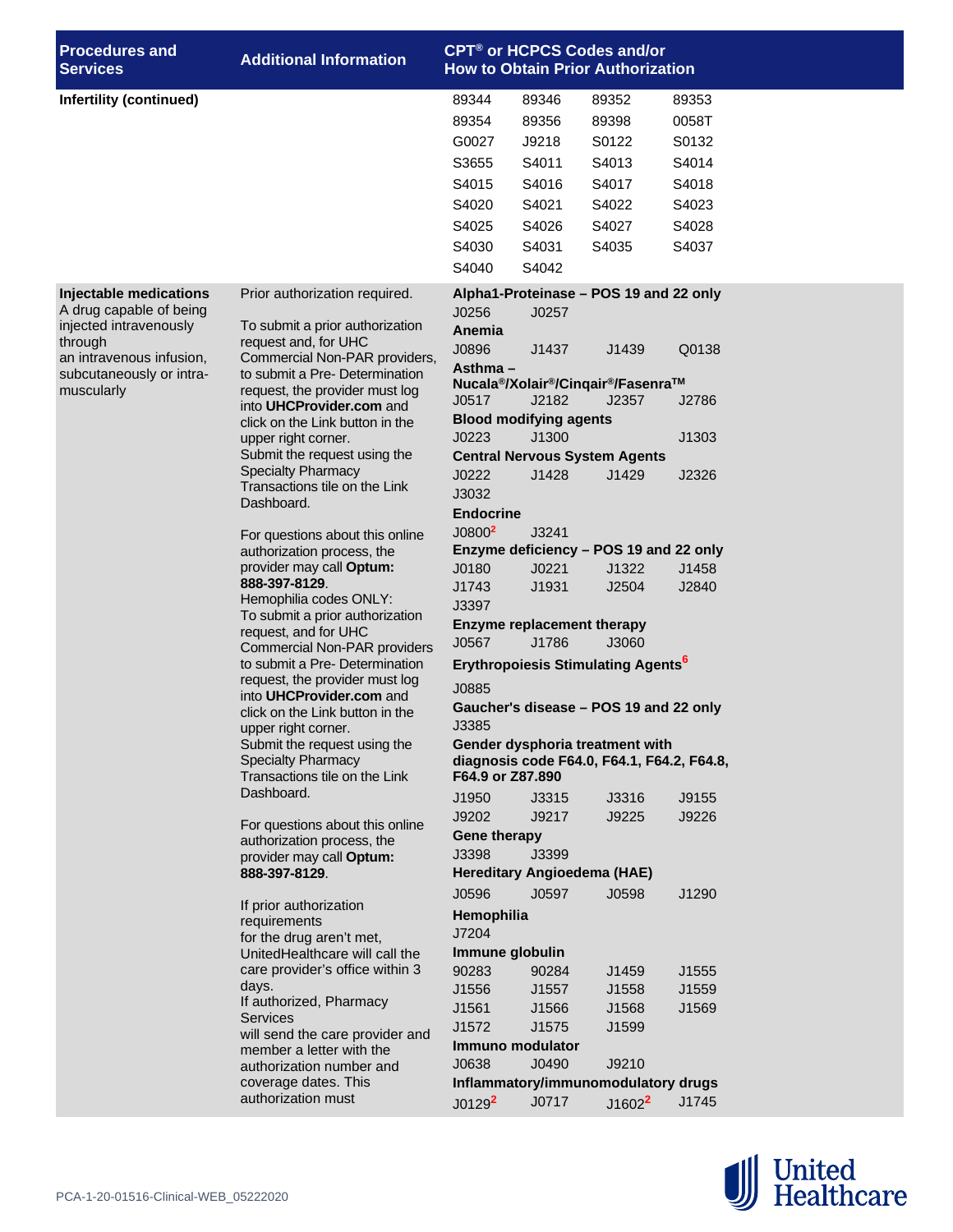| Procedures and Services | Additional Information | CPT® or HCPCS Codes and/or How to Obtain Prior Authorization |
|---|---|---|
| **Infertility (continued)** | | 89344 89346 89352 89353<br>89354 89356 89398 0058T<br>G0027 J9218 S0122 S0132<br>S3655 S4011 S4013 S4014<br>S4015 S4016 S4017 S4018<br>S4020 S4021 S4022 S4023<br>S4025 S4026 S4027 S4028<br>S4030 S4031 S4035 S4037<br>S4040 S4042 |
| **Injectable medications**<br>A drug capable of being injected intravenously through an intravenous infusion, subcutaneously or intra-muscularly | Prior authorization required.<br><br>To submit a prior authorization request and, for UHC Commercial Non-PAR providers, to submit a Pre- Determination request, the provider must log into **UHCProvider.com** and click on the Link button in the upper right corner. Submit the request using the Specialty Pharmacy Transactions tile on the Link Dashboard.<br><br>For questions about this online authorization process, the provider may call **Optum: 888-397-8129**.<br>Hemophilia codes ONLY:<br>To submit a prior authorization request, and for UHC Commercial Non-PAR providers to submit a Pre- Determination request, the provider must log into **UHCProvider.com** and click on the Link button in the upper right corner. Submit the request using the Specialty Pharmacy Transactions tile on the Link Dashboard.<br><br>For questions about this online authorization process, the provider may call **Optum: 888-397-8129**.<br><br>If prior authorization requirements for the drug aren't met, UnitedHealthcare will call the care provider's office within 3 days.<br>If authorized, Pharmacy Services will send the care provider and member a letter with the authorization number and coverage dates. This authorization must | **Alpha1-Proteinase – POS 19 and 22 only**<br>J0256 J0257<br>**Anemia**<br>J0896 J1437 J1439 Q0138<br>**Asthma – Nucala®/Xolair®/Cinqair®/Fasenra™**<br>J0517 J2182 J2357 J2786<br>**Blood modifying agents**<br>J0223 J1300 J1303<br>**Central Nervous System Agents**<br>J0222 J1428 J1429 J2326<br>J3032<br>**Endocrine**<br>J0800[2] J3241<br>**Enzyme deficiency – POS 19 and 22 only**<br>J0180 J0221 J1322 J1458<br>J1743 J1931 J2504 J2840<br>J3397<br>**Enzyme replacement therapy**<br>J0567 J1786 J3060<br>**Erythropoiesis Stimulating Agents[6]**<br>J0885<br>**Gaucher's disease – POS 19 and 22 only**<br>J3385<br>**Gender dysphoria treatment with diagnosis code F64.0, F64.1, F64.2, F64.8, F64.9 or Z87.890**<br>J1950 J3315 J3316 J9155<br>J9202 J9217 J9225 J9226<br>**Gene therapy**<br>J3398 J3399<br>**Hereditary Angioedema (HAE)**<br>J0596 J0597 J0598 J1290<br>**Hemophilia**<br>J7204<br>**Immune globulin**<br>90283 90284 J1459 J1555<br>J1556 J1557 J1558 J1559<br>J1561 J1566 J1568 J1569<br>J1572 J1575 J1599<br>**Immuno modulator**<br>J0638 J0490 J9210<br>**Inflammatory/immunomodulatory drugs**<br>J0129[2] J0717 J1602[2] J1745 |

PCA-1-20-01516-Clinical-WEB_05222020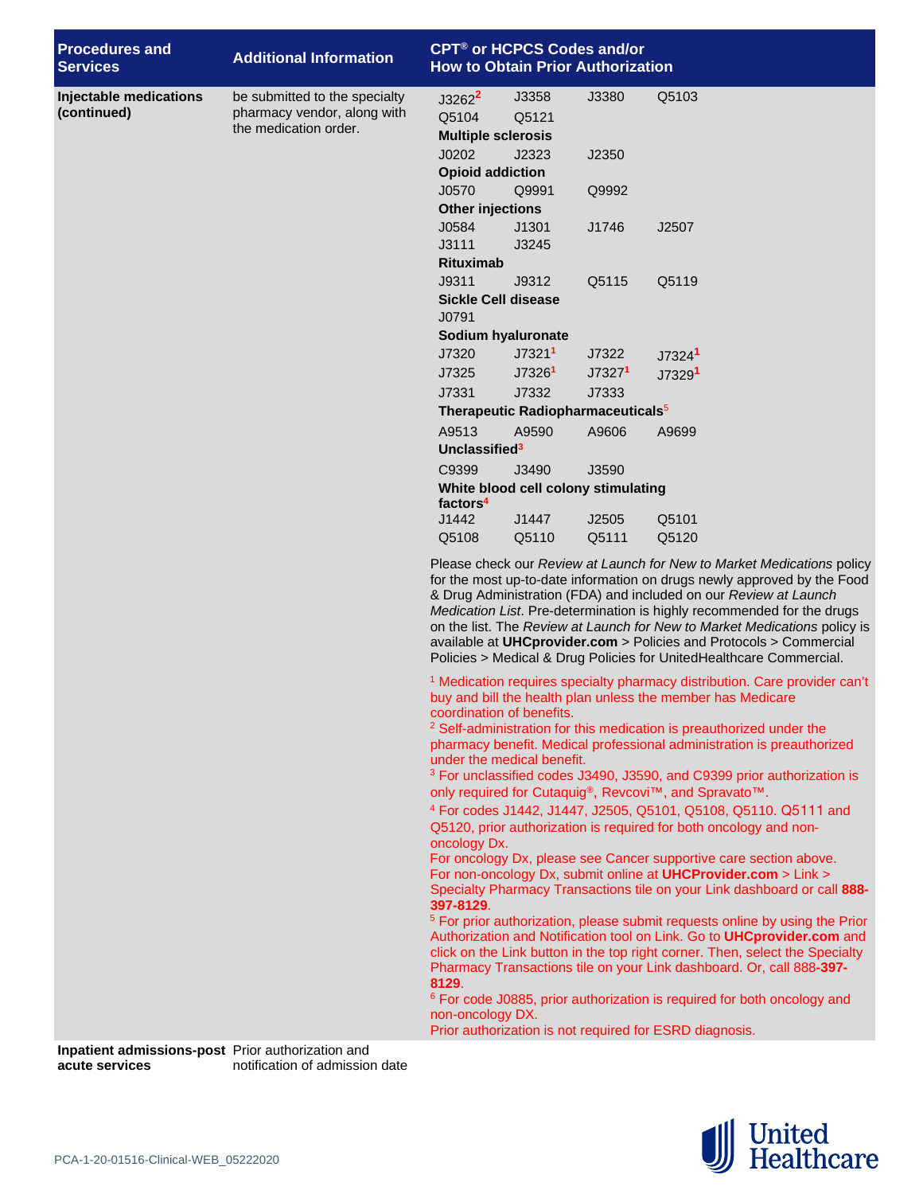| Procedures and Services | Additional Information | CPT® or HCPCS Codes and/or How to Obtain Prior Authorization |
|---|---|---|
| **Injectable medications (continued)** | be submitted to the specialty pharmacy vendor, along with the medication order. | J3262[2] J3358 J3380 Q5103<br>Q5104 Q5121<br>**Multiple sclerosis**<br>J0202 J2323 J2350<br>**Opioid addiction**<br>J0570 Q9991 Q9992<br>**Other injections**<br>J0584 J1301 J1746 J2507<br>J3111 J3245<br>**Rituximab**<br>J9311 J9312 Q5115 Q5119<br>**Sickle Cell disease**<br>J0791<br>**Sodium hyaluronate**<br>J7320 J7321[1] J7322 J7324[1]<br>J7325 J7326[1] J7327[1] J7329[1]<br>J7331 J7332 J7333<br>**Therapeutic Radiopharmaceuticals**[5]<br>A9513 A9590 A9606 A9699<br>**Unclassified**[3]<br>C9399 J3490 J3590<br>**White blood cell colony stimulating factors**[4]<br>J1442 J1447 J2505 Q5101<br>Q5108 Q5110 Q5111 Q5120<br><br>Please check our *Review at Launch for New to Market Medications* policy for the most up-to-date information on drugs newly approved by the Food & Drug Administration (FDA) and included on our *Review at Launch Medication List*. Pre-determination is highly recommended for the drugs on the list. The *Review at Launch for New to Market Medications* policy is available at **UHCprovider.com** > Policies and Protocols > Commercial Policies > Medical & Drug Policies for UnitedHealthcare Commercial.<br><br>[1] Medication requires specialty pharmacy distribution. Care provider can't buy and bill the health plan unless the member has Medicare coordination of benefits.<br>[2] Self-administration for this medication is preauthorized under the pharmacy benefit. Medical professional administration is preauthorized under the medical benefit.<br>[3] For unclassified codes J3490, J3590, and C9399 prior authorization is only required for Cutaquig®, Revcovi™, and Spravato™.<br>[4] For codes J1442, J1447, J2505, Q5101, Q5108, Q5110. Q5111 and Q5120, prior authorization is required for both oncology and non-oncology Dx.<br>For oncology Dx, please see Cancer supportive care section above.<br>For non-oncology Dx, submit online at **UHCprovider.com** > Link > Specialty Pharmacy Transactions tile on your Link dashboard or call **888-397-8129**.<br>[5] For prior authorization, please submit requests online by using the Prior Authorization and Notification tool on Link. Go to **UHCprovider.com** and click on the Link button in the top right corner. Then, select the Specialty Pharmacy Transactions tile on your Link dashboard. Or, call 888-**397-8129**.<br>[6] For code J0885, prior authorization is required for both oncology and non-oncology DX.<br>Prior authorization is not required for ESRD diagnosis. |
| **Inpatient admissions-post acute services** | Prior authorization and notification of admission date | |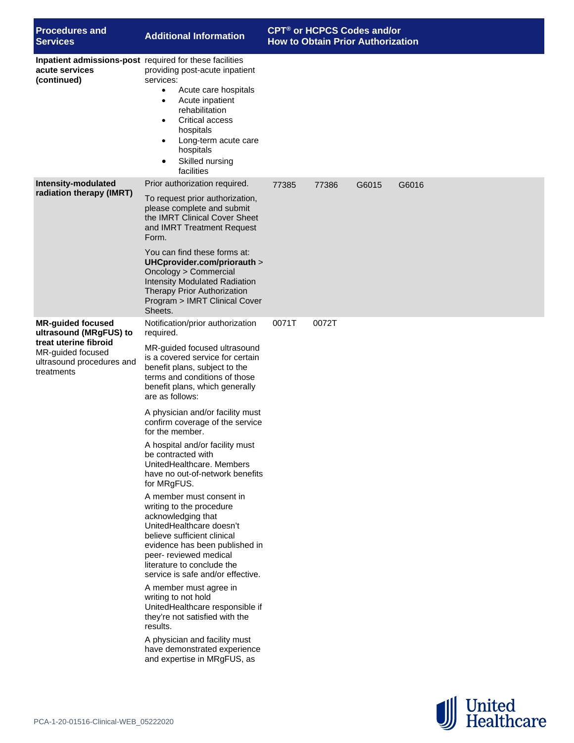| Procedures and Services | Additional Information | CPT® or HCPCS Codes and/or How to Obtain Prior Authorization | | | |
|---|---|---|---|---|---|
| **Inpatient admissions-post acute services (continued)** | required for these facilities providing post-acute inpatient services:<br>• Acute care hospitals<br>• Acute inpatient rehabilitation<br>• Critical access hospitals<br>• Long-term acute care hospitals<br>• Skilled nursing facilities | | | | |
| **Intensity-modulated radiation therapy (IMRT)** | Prior authorization required.<br><br>To request prior authorization, please complete and submit the IMRT Clinical Cover Sheet and IMRT Treatment Request Form.<br><br>You can find these forms at: **UHCprovider.com/priorauth** > Oncology > Commercial Intensity Modulated Radiation Therapy Prior Authorization Program > IMRT Clinical Cover Sheets. | 77385 | 77386 | G6015 | G6016 |
| **MR-guided focused ultrasound (MRgFUS) to treat uterine fibroid**<br>MR-guided focused ultrasound procedures and treatments | Notification/prior authorization required.<br><br>MR-guided focused ultrasound is a covered service for certain benefit plans, subject to the terms and conditions of those benefit plans, which generally are as follows:<br><br>A physician and/or facility must confirm coverage of the service for the member.<br><br>A hospital and/or facility must be contracted with UnitedHealthcare. Members have no out-of-network benefits for MRgFUS.<br><br>A member must consent in writing to the procedure acknowledging that UnitedHealthcare doesn't believe sufficient clinical evidence has been published in peer- reviewed medical literature to conclude the service is safe and/or effective.<br><br>A member must agree in writing to not hold UnitedHealthcare responsible if they're not satisfied with the results.<br><br>A physician and facility must have demonstrated experience and expertise in MRgFUS, as | 0071T | 0072T | | |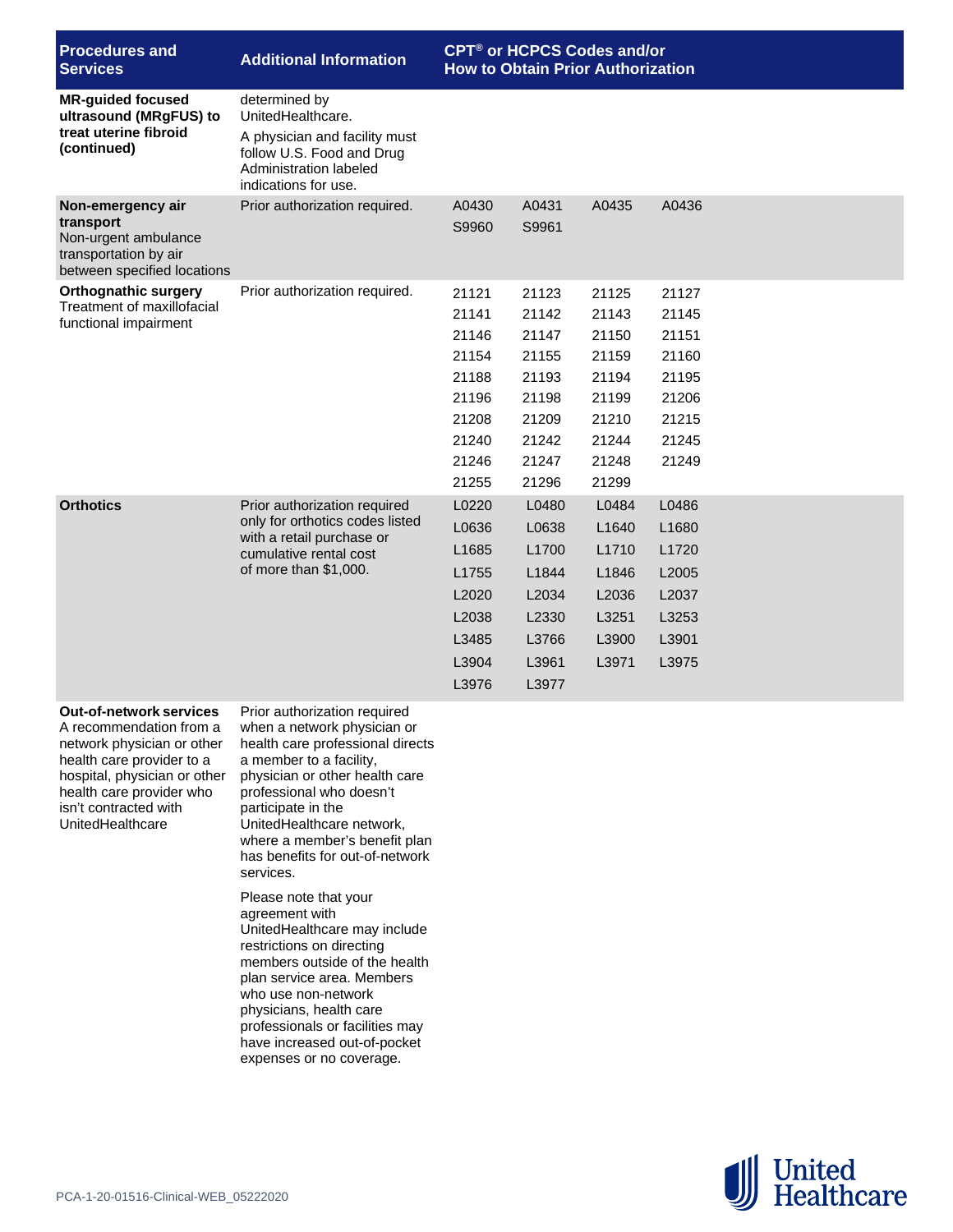| Procedures and Services | Additional Information | CPT® or HCPCS Codes and/or How to Obtain Prior Authorization | | | |
|---|---|---|---|---|---|
| **MR-guided focused ultrasound (MRgFUS) to treat uterine fibroid (continued)** | determined by UnitedHealthcare.<br>A physician and facility must follow U.S. Food and Drug Administration labeled indications for use. | | | | |
| **Non-emergency air transport**<br>Non-urgent ambulance transportation by air between specified locations | Prior authorization required. | A0430<br>S9960 | A0431<br>S9961 | A0435 | A0436 |
| **Orthognathic surgery**<br>Treatment of maxillofacial functional impairment | Prior authorization required. | 21121<br>21141<br>21146<br>21154<br>21188<br>21196<br>21208<br>21240<br>21246<br>21255 | 21123<br>21142<br>21147<br>21155<br>21193<br>21198<br>21209<br>21242<br>21247<br>21296 | 21125<br>21143<br>21150<br>21159<br>21194<br>21199<br>21210<br>21244<br>21248<br>21299 | 21127<br>21145<br>21151<br>21160<br>21195<br>21206<br>21215<br>21245<br>21249 |
| **Orthotics** | Prior authorization required only for orthotics codes listed with a retail purchase or cumulative rental cost of more than $1,000. | L0220<br>L0636<br>L1685<br>L1755<br>L2020<br>L2038<br>L3485<br>L3904<br>L3976 | L0480<br>L0638<br>L1700<br>L1844<br>L2034<br>L2330<br>L3766<br>L3961<br>L3977 | L0484<br>L1640<br>L1710<br>L1846<br>L2036<br>L3251<br>L3900<br>L3971 | L0486<br>L1680<br>L1720<br>L2005<br>L2037<br>L3253<br>L3901<br>L3975 |
| **Out-of-network services**<br>A recommendation from a network physician or other health care provider to a hospital, physician or other health care provider who isn't contracted with UnitedHealthcare | Prior authorization required when a network physician or health care professional directs a member to a facility, physician or other health care professional who doesn't participate in the UnitedHealthcare network, where a member's benefit plan has benefits for out-of-network services.<br>Please note that your agreement with UnitedHealthcare may include restrictions on directing members outside of the health plan service area. Members who use non-network physicians, health care professionals or facilities may have increased out-of-pocket expenses or no coverage. | | | | |

PCA-1-20-01516-Clinical-WEB_05222020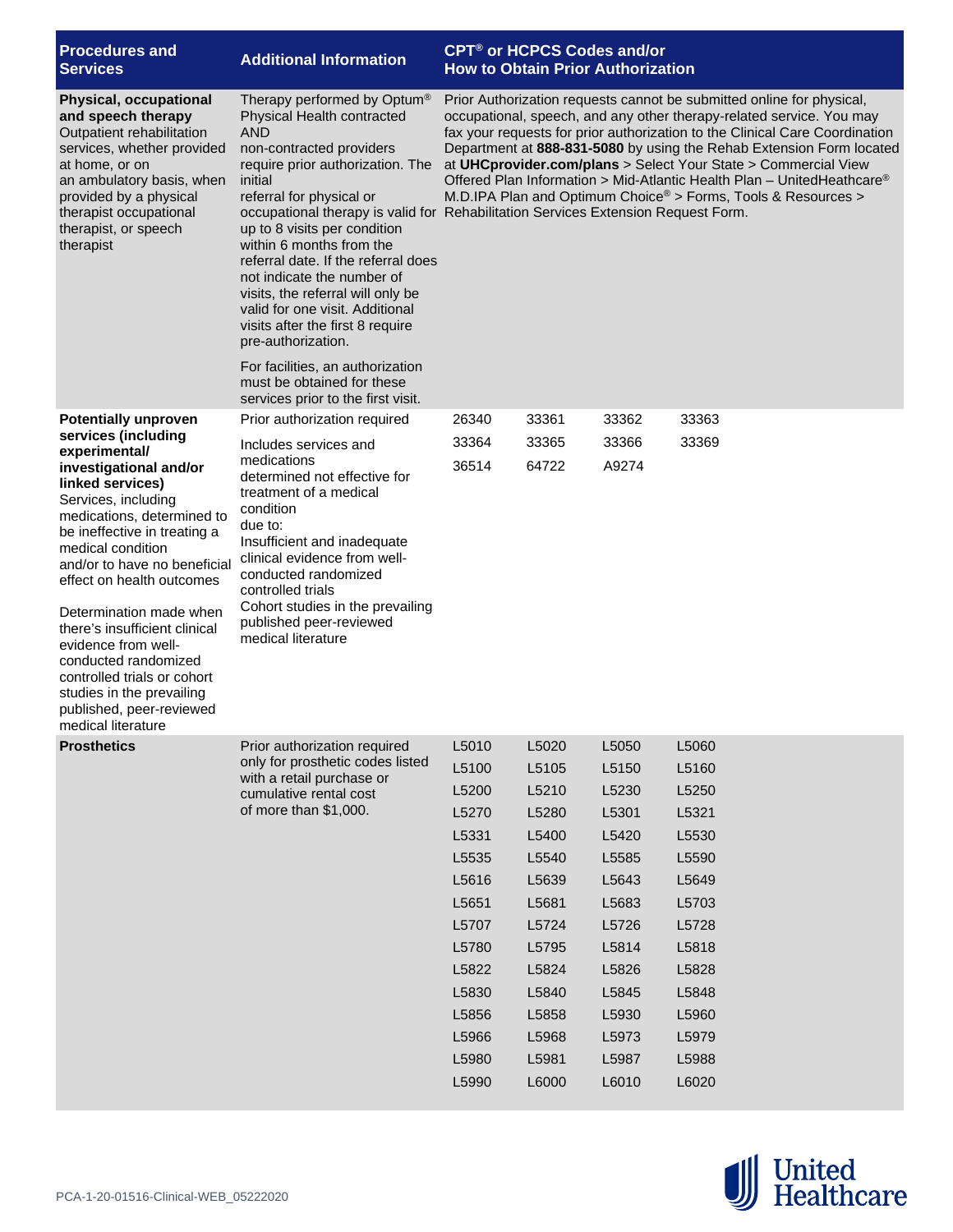| Procedures and Services | Additional Information | CPT® or HCPCS Codes and/or How to Obtain Prior Authorization |
|---|---|---|
| **Physical, occupational and speech therapy** Outpatient rehabilitation services, whether provided at home, or on an ambulatory basis, when provided by a physical therapist occupational therapist, or speech therapist | Therapy performed by Optum® Physical Health contracted AND non-contracted providers require prior authorization. The initial referral for physical or occupational therapy is valid for up to 8 visits per condition within 6 months from the referral date. If the referral does not indicate the number of visits, the referral will only be valid for one visit. Additional visits after the first 8 require pre-authorization.<br><br>For facilities, an authorization must be obtained for these services prior to the first visit. | Prior Authorization requests cannot be submitted online for physical, occupational, speech, and any other therapy-related service. You may fax your requests for prior authorization to the Clinical Care Coordination Department at **888-831-5080** by using the Rehab Extension Form located at **UHCprovider.com/plans** > Select Your State > Commercial View Offered Plan Information > Mid-Atlantic Health Plan – UnitedHeatlhcare® M.D.IPA Plan and Optimum Choice® > Forms, Tools & Resources > Rehabilitation Services Extension Request Form. |
| **Potentially unproven services (including experimental/ investigational and/or linked services)** Services, including medications, determined to be ineffective in treating a medical condition and/or to have no beneficial effect on health outcomes<br><br>Determination made when there's insufficient clinical evidence from well-conducted randomized controlled trials or cohort studies in the prevailing published, peer-reviewed medical literature | Prior authorization required<br><br>Includes services and medications determined not effective for treatment of a medical condition due to:<br>Insufficient and inadequate clinical evidence from well-conducted randomized controlled trials<br>Cohort studies in the prevailing published peer-reviewed medical literature | 26340 33361 33362 33363<br>33364 33365 33366 33369<br>36514 64722 A9274 |
| **Prosthetics** | Prior authorization required only for prosthetic codes listed with a retail purchase or cumulative rental cost of more than $1,000. | L5010 L5020 L5050 L5060<br>L5100 L5105 L5150 L5160<br>L5200 L5210 L5230 L5250<br>L5270 L5280 L5301 L5321<br>L5331 L5400 L5420 L5530<br>L5535 L5540 L5585 L5590<br>L5616 L5639 L5643 L5649<br>L5651 L5681 L5683 L5703<br>L5707 L5724 L5726 L5728<br>L5780 L5795 L5814 L5818<br>L5822 L5824 L5826 L5828<br>L5830 L5840 L5845 L5848<br>L5856 L5858 L5930 L5960<br>L5966 L5968 L5973 L5979<br>L5980 L5981 L5987 L5988<br>L5990 L6000 L6010 L6020 |

PCA-1-20-01516-Clinical-WEB_05222020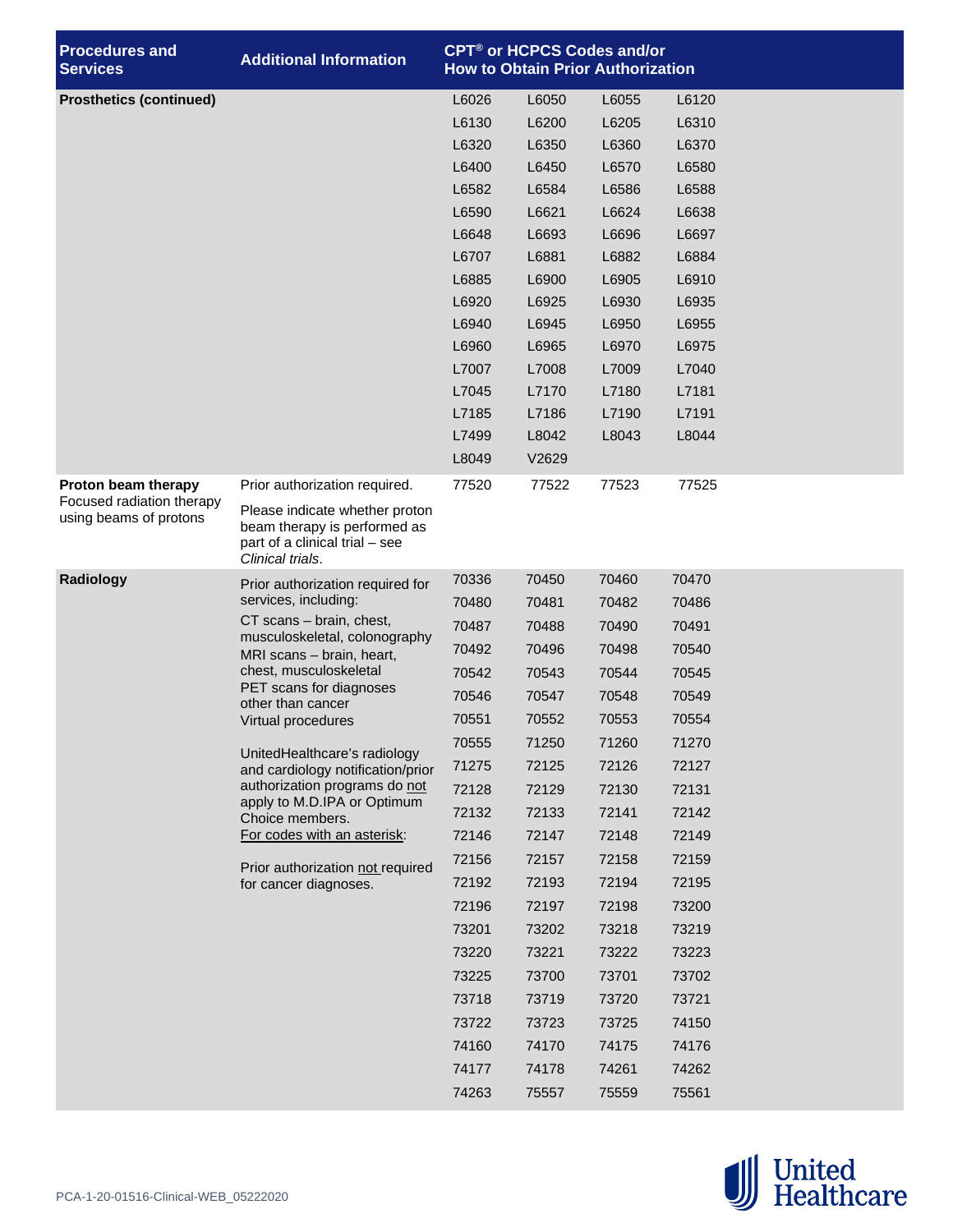| Procedures and Services | Additional Information | CPT® or HCPCS Codes and/or How to Obtain Prior Authorization | | | |
|---|---|---|---|---|---|
| **Prosthetics (continued)** | | L6026 | L6050 | L6055 | L6120 |
| | | L6130 | L6200 | L6205 | L6310 |
| | | L6320 | L6350 | L6360 | L6370 |
| | | L6400 | L6450 | L6570 | L6580 |
| | | L6582 | L6584 | L6586 | L6588 |
| | | L6590 | L6621 | L6624 | L6638 |
| | | L6648 | L6693 | L6696 | L6697 |
| | | L6707 | L6881 | L6882 | L6884 |
| | | L6885 | L6900 | L6905 | L6910 |
| | | L6920 | L6925 | L6930 | L6935 |
| | | L6940 | L6945 | L6950 | L6955 |
| | | L6960 | L6965 | L6970 | L6975 |
| | | L7007 | L7008 | L7009 | L7040 |
| | | L7045 | L7170 | L7180 | L7181 |
| | | L7185 | L7186 | L7190 | L7191 |
| | | L7499 | L8042 | L8043 | L8044 |
| | | L8049 | V2629 | | |
| **Proton beam therapy**<br>Focused radiation therapy using beams of protons | Prior authorization required.<br>Please indicate whether proton beam therapy is performed as part of a clinical trial – see *Clinical trials*. | 77520 | 77522 | 77523 | 77525 |
| **Radiology** | Prior authorization required for services, including:<br>CT scans – brain, chest, musculoskeletal, colonography<br>MRI scans – brain, heart, chest, musculoskeletal<br>PET scans for diagnoses other than cancer<br>Virtual procedures<br>UnitedHealthcare's radiology and cardiology notification/prior authorization programs do not apply to M.D.IPA or Optimum Choice members.<br>For codes with an asterisk:<br>Prior authorization not required for cancer diagnoses. | 70336 | 70450 | 70460 | 70470 |
| | | 70480 | 70481 | 70482 | 70486 |
| | | 70487 | 70488 | 70490 | 70491 |
| | | 70492 | 70496 | 70498 | 70540 |
| | | 70542 | 70543 | 70544 | 70545 |
| | | 70546 | 70547 | 70548 | 70549 |
| | | 70551 | 70552 | 70553 | 70554 |
| | | 70555 | 71250 | 71260 | 71270 |
| | | 71275 | 72125 | 72126 | 72127 |
| | | 72128 | 72129 | 72130 | 72131 |
| | | 72132 | 72133 | 72141 | 72142 |
| | | 72146 | 72147 | 72148 | 72149 |
| | | 72156 | 72157 | 72158 | 72159 |
| | | 72192 | 72193 | 72194 | 72195 |
| | | 72196 | 72197 | 72198 | 73200 |
| | | 73201 | 73202 | 73218 | 73219 |
| | | 73220 | 73221 | 73222 | 73223 |
| | | 73225 | 73700 | 73701 | 73702 |
| | | 73718 | 73719 | 73720 | 73721 |
| | | 73722 | 73723 | 73725 | 74150 |
| | | 74160 | 74170 | 74175 | 74176 |
| | | 74177 | 74178 | 74261 | 74262 |
| | | 74263 | 75557 | 75559 | 75561 |

PCA-1-20-01516-Clinical-WEB_05222020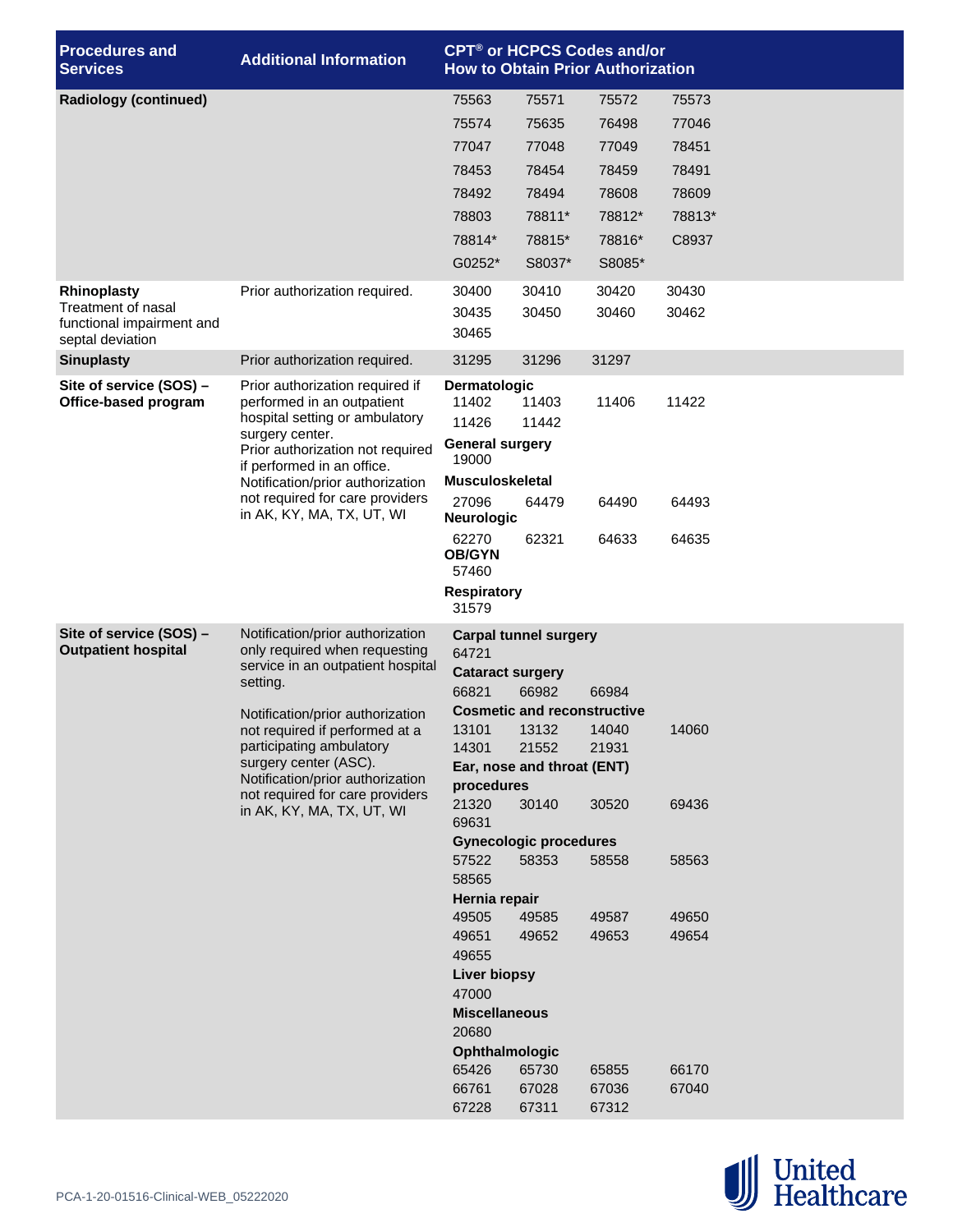| Procedures and Services | Additional Information | CPT® or HCPCS Codes and/or How to Obtain Prior Authorization |
|---|---|---|
| **Radiology (continued)** | | 75563 75571 75572 75573<br>75574 75635 76498 77046<br>77047 77048 77049 78451<br>78453 78454 78459 78491<br>78492 78494 78608 78609<br>78803 78811* 78812* 78813*<br>78814* 78815* 78816* C8937<br>G0252* S8037* S8085* |
| **Rhinoplasty**<br>Treatment of nasal functional impairment and septal deviation | Prior authorization required. | 30400 30410 30420 30430<br>30435 30450 30460 30462<br>30465 |
| **Sinuplasty** | Prior authorization required. | 31295 31296 31297 |
| **Site of service (SOS) – Office-based program** | Prior authorization required if performed in an outpatient hospital setting or ambulatory surgery center.<br>Prior authorization not required if performed in an office.<br>Notification/prior authorization not required for care providers in AK, KY, MA, TX, UT, WI | **Dermatologic**<br>11402 11403 11406 11422<br>11426 11442<br>**General surgery**<br>19000<br>**Musculoskeletal**<br>27096 64479 64490 64493<br>**Neurologic**<br>62270 62321 64633 64635<br>**OB/GYN**<br>57460<br>**Respiratory**<br>31579 |
| **Site of service (SOS) – Outpatient hospital** | Notification/prior authorization only required when requesting service in an outpatient hospital setting.<br><br>Notification/prior authorization not required if performed at a participating ambulatory surgery center (ASC).<br>Notification/prior authorization not required for care providers in AK, KY, MA, TX, UT, WI | **Carpal tunnel surgery**<br>64721<br>**Cataract surgery**<br>66821 66982 66984<br>**Cosmetic and reconstructive**<br>13101 13132 14040 14060<br>14301 21552 21931<br>**Ear, nose and throat (ENT) procedures**<br>21320 30140 30520 69436<br>69631<br>**Gynecologic procedures**<br>57522 58353 58558 58563<br>58565<br>**Hernia repair**<br>49505 49585 49587 49650<br>49651 49652 49653 49654<br>49655<br>**Liver biopsy**<br>47000<br>**Miscellaneous**<br>20680<br>**Ophthalmologic**<br>65426 65730 65855 66170<br>66761 67028 67036 67040<br>67228 67311 67312 |

PCA-1-20-01516-Clinical-WEB_05222020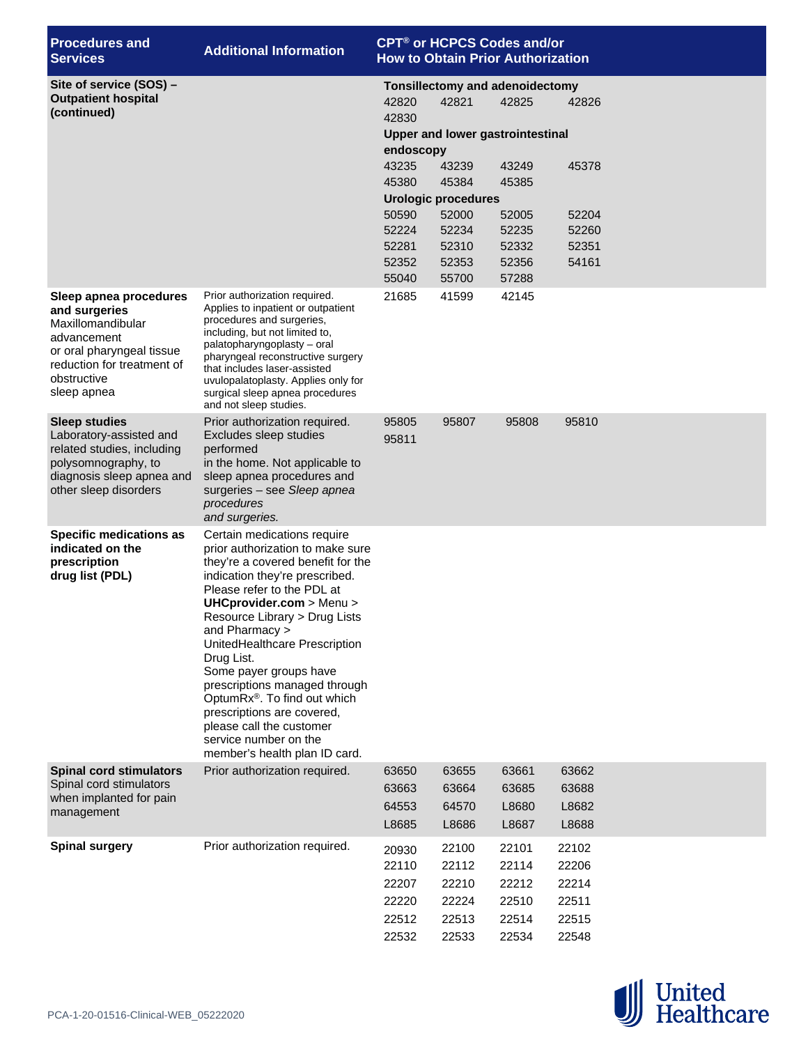| Procedures and Services | Additional Information | CPT® or HCPCS Codes and/or How to Obtain Prior Authorization |
|---|---|---|
| **Site of service (SOS) – Outpatient hospital (continued)** | | **Tonsillectomy and adenoidectomy**<br>42820 42821 42825 42826<br>42830<br>**Upper and lower gastrointestinal endoscopy**<br>43235 43239 43249 45378<br>45380 45384 45385<br>**Urologic procedures**<br>50590 52000 52005 52204<br>52224 52234 52235 52260<br>52281 52310 52332 52351<br>52352 52353 52356 54161<br>55040 55700 57288 |
| **Sleep apnea procedures and surgeries**<br>Maxillomandibular advancement or oral pharyngeal tissue reduction for treatment of obstructive sleep apnea | Prior authorization required. Applies to inpatient or outpatient procedures and surgeries, including, but not limited to, palatopharyngoplasty – oral pharyngeal reconstructive surgery that includes laser-assisted uvulopalatoplasty. Applies only for surgical sleep apnea procedures and not sleep studies. | 21685 41599 42145 |
| **Sleep studies**<br>Laboratory-assisted and related studies, including polysomnography, to diagnosis sleep apnea and other sleep disorders | Prior authorization required. Excludes sleep studies performed in the home. Not applicable to sleep apnea procedures and surgeries – see *Sleep apnea procedures and surgeries.* | 95805 95807 95808 95810<br>95811 |
| **Specific medications as indicated on the prescription drug list (PDL)** | Certain medications require prior authorization to make sure they're a covered benefit for the indication they're prescribed. Please refer to the PDL at **UHCprovider.com** > Menu > Resource Library > Drug Lists and Pharmacy > UnitedHealthcare Prescription Drug List.<br>Some payer groups have prescriptions managed through OptumRx®. To find out which prescriptions are covered, please call the customer service number on the member's health plan ID card. | |
| **Spinal cord stimulators**<br>Spinal cord stimulators when implanted for pain management | Prior authorization required. | 63650 63655 63661 63662<br>63663 63664 63685 63688<br>64553 64570 L8680 L8682<br>L8685 L8686 L8687 L8688 |
| **Spinal surgery** | Prior authorization required. | 20930 22100 22101 22102<br>22110 22112 22114 22206<br>22207 22210 22212 22214<br>22220 22224 22510 22511<br>22512 22513 22514 22515<br>22532 22533 22534 22548 |

PCA-1-20-01516-Clinical-WEB_05222020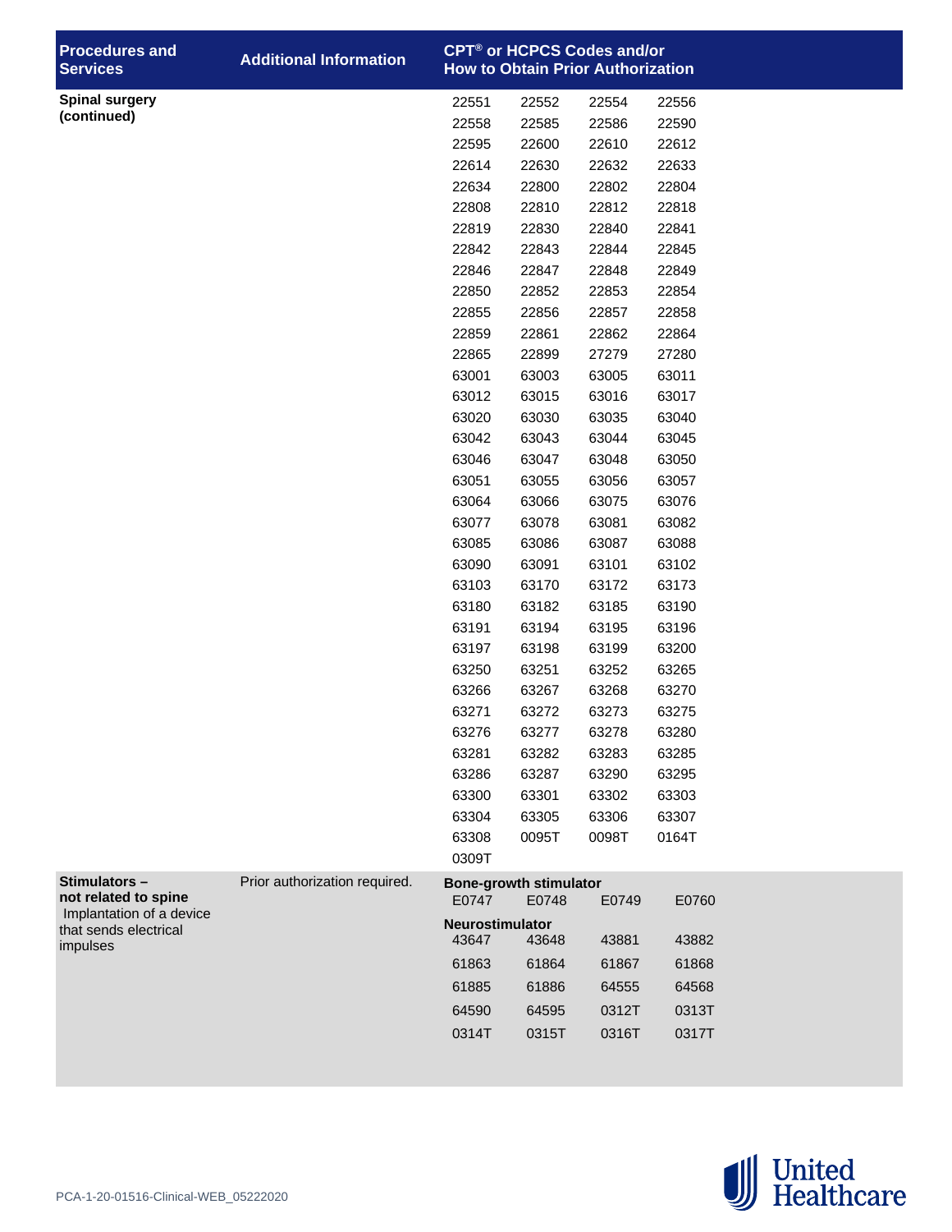| Procedures and Services | Additional Information | CPT® or HCPCS Codes and/or How to Obtain Prior Authorization |
|---|---|---|
| **Spinal surgery (continued)** | | 22551 22552 22554 22556<br>22558 22585 22586 22590<br>22595 22600 22610 22612<br>22614 22630 22632 22633<br>22634 22800 22802 22804<br>22808 22810 22812 22818<br>22819 22830 22840 22841<br>22842 22843 22844 22845<br>22846 22847 22848 22849<br>22850 22852 22853 22854<br>22855 22856 22857 22858<br>22859 22861 22862 22864<br>22865 22899 27279 27280<br>63001 63003 63005 63011<br>63012 63015 63016 63017<br>63020 63030 63035 63040<br>63042 63043 63044 63045<br>63046 63047 63048 63050<br>63051 63055 63056 63057<br>63064 63066 63075 63076<br>63077 63078 63081 63082<br>63085 63086 63087 63088<br>63090 63091 63101 63102<br>63103 63170 63172 63173<br>63180 63182 63185 63190<br>63191 63194 63195 63196<br>63197 63198 63199 63200<br>63250 63251 63252 63265<br>63266 63267 63268 63270<br>63271 63272 63273 63275<br>63276 63277 63278 63280<br>63281 63282 63283 63285<br>63286 63287 63290 63295<br>63300 63301 63302 63303<br>63304 63305 63306 63307<br>63308 0095T 0098T 0164T<br>0309T |
| **Stimulators – not related to spine**<br>Implantation of a device that sends electrical impulses | Prior authorization required. | **Bone-growth stimulator**<br>E0747 E0748 E0749 E0760<br>**Neurostimulator**<br>43647 43648 43881 43882<br>61863 61864 61867 61868<br>61885 61886 64555 64568<br>64590 64595 0312T 0313T<br>0314T 0315T 0316T 0317T |

PCA-1-20-01516-Clinical-WEB_05222020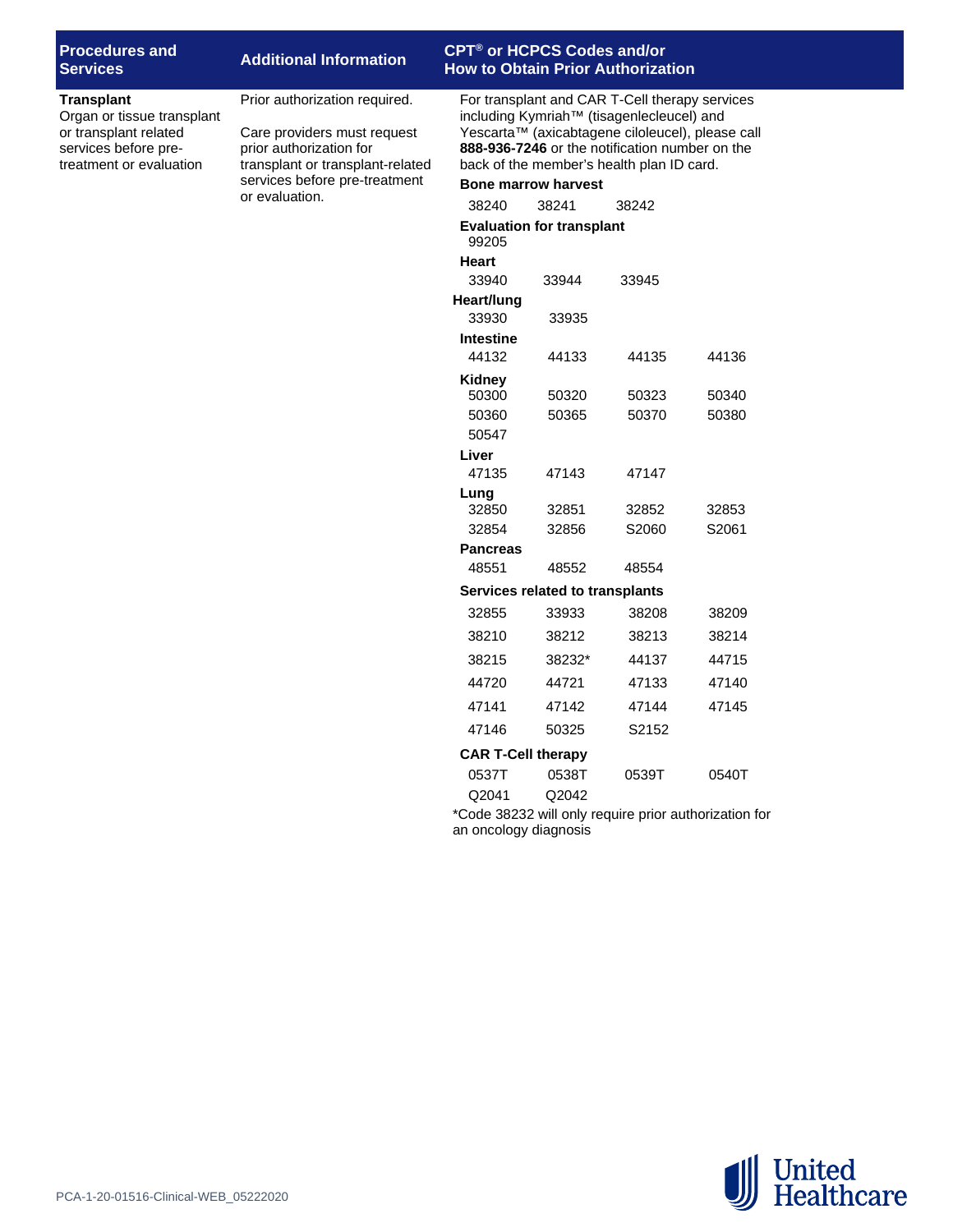| Procedures and Services | Additional Information | CPT® or HCPCS Codes and/or How to Obtain Prior Authorization |
|---|---|---|
| **Transplant**<br>Organ or tissue transplant or transplant related services before pre-treatment or evaluation | Prior authorization required.<br><br>Care providers must request prior authorization for transplant or transplant-related services before pre-treatment or evaluation. | For transplant and CAR T-Cell therapy services including Kymriah™ (tisagenlecleucel) and Yescarta™ (axicabtagene ciloleucel), please call **888-936-7246** or the notification number on the back of the member's health plan ID card.<br>**Bone marrow harvest**<br>38240 38241 38242<br>**Evaluation for transplant**<br>99205<br>**Heart**<br>33940 33944 33945<br>**Heart/lung**<br>33930 33935<br>**Intestine**<br>44132 44133 44135 44136<br>**Kidney**<br>50300 50320 50323 50340<br>50360 50365 50370 50380<br>50547<br>**Liver**<br>47135 47143 47147<br>**Lung**<br>32850 32851 32852 32853<br>32854 32856 S2060 S2061<br>**Pancreas**<br>48551 48552 48554<br>**Services related to transplants**<br>32855 33933 38208 38209<br>38210 38212 38213 38214<br>38215 38232* 44137 44715<br>44720 44721 47133 47140<br>47141 47142 47144 47145<br>47146 50325 S2152<br>**CAR T-Cell therapy**<br>0537T 0538T 0539T 0540T<br>Q2041 Q2042<br>*Code 38232 will only require prior authorization for an oncology diagnosis |

PCA-1-20-01516-Clinical-WEB_05222020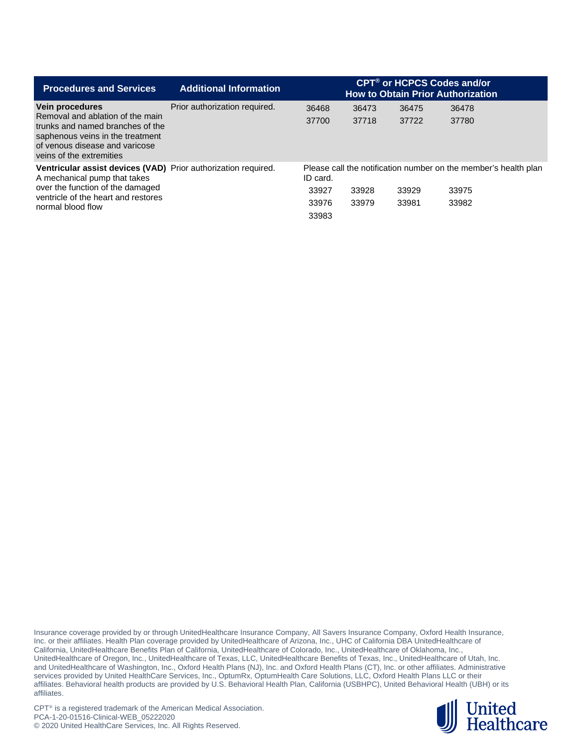| Procedures and Services | Additional Information | CPT® or HCPCS Codes and/or How to Obtain Prior Authorization |
|---|---|---|
| **Vein procedures** Removal and ablation of the main trunks and named branches of the saphenous veins in the treatment of venous disease and varicose veins of the extremities | Prior authorization required. | 36468 36473 36475 36478 37700 37718 37722 37780 |
| **Ventricular assist devices (VAD)** A mechanical pump that takes over the function of the damaged ventricle of the heart and restores normal blood flow | Prior authorization required. | Please call the notification number on the member's health plan ID card. 33927 33928 33929 33975 33976 33979 33981 33982 33983 |

Insurance coverage provided by or through UnitedHealthcare Insurance Company, All Savers Insurance Company, Oxford Health Insurance, Inc. or their affiliates. Health Plan coverage provided by UnitedHealthcare of Arizona, Inc., UHC of California DBA UnitedHealthcare of California, UnitedHealthcare Benefits Plan of California, UnitedHealthcare of Colorado, Inc., UnitedHealthcare of Oklahoma, Inc., UnitedHealthcare of Oregon, Inc., UnitedHealthcare of Texas, LLC, UnitedHealthcare Benefits of Texas, Inc., UnitedHealthcare of Utah, Inc. and UnitedHealthcare of Washington, Inc., Oxford Health Plans (NJ), Inc. and Oxford Health Plans (CT), Inc. or other affiliates. Administrative services provided by United HealthCare Services, Inc., OptumRx, OptumHealth Care Solutions, LLC, Oxford Health Plans LLC or their affiliates. Behavioral health products are provided by U.S. Behavioral Health Plan, California (USBHPC), United Behavioral Health (UBH) or its affiliates.

CPT® is a registered trademark of the American Medical Association.
PCA-1-20-01516-Clinical-WEB_05222020
© 2020 United HealthCare Services, Inc. All Rights Reserved.